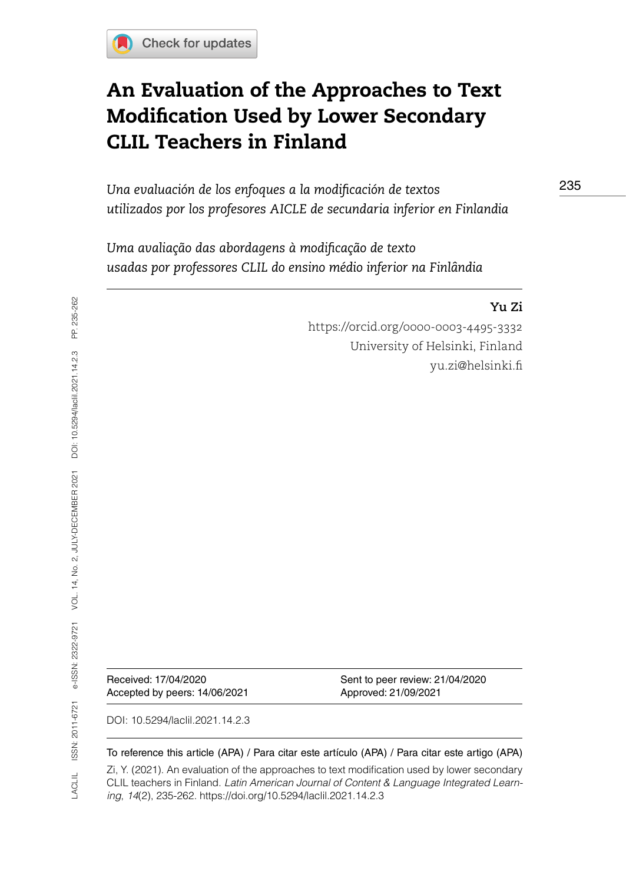# An Evaluation of the Approaches to Text Modification Used by Lower Secondary CLIL Teachers in Finland

*Una evaluación de los enfoques a la modificación de textos utilizados por los profesores AICLE de secundaria inferior en Finlandia*

*Uma avaliação das abordagens à modificação de texto usadas por professores CLIL do ensino médio inferior na Finlândia*

**Yu Zi**
https://orcid.org/0000-0003-4495-3332
University of Helsinki, Finland
yu.zi@helsinki.fi

Received: 17/04/2020
Sent to peer review: 21/04/2020
Accepted by peers: 14/06/2021
Approved: 21/09/2021

DOI: 10.5294/laclil.2021.14.2.3

To reference this article (APA) / Para citar este artículo (APA) / Para citar este artigo (APA)

Zi, Y. (2021). An evaluation of the approaches to text modification used by lower secondary CLIL teachers in Finland. *Latin American Journal of Content & Language Integrated Learning*, *14*(2), 235-262. https://doi.org/10.5294/laclil.2021.14.2.3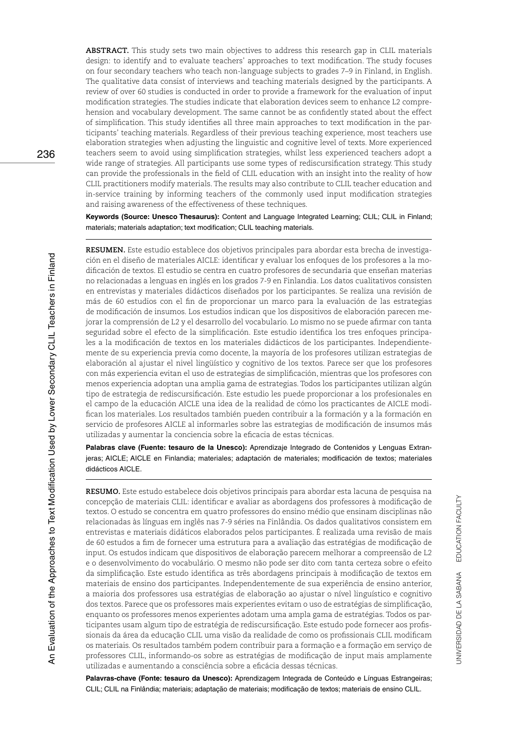**ABSTRACT.** This study sets two main objectives to address this research gap in CLIL materials design: to identify and to evaluate teachers' approaches to text modification. The study focuses on four secondary teachers who teach non-language subjects to grades 7–9 in Finland, in English. The qualitative data consist of interviews and teaching materials designed by the participants. A review of over 60 studies is conducted in order to provide a framework for the evaluation of input modification strategies. The studies indicate that elaboration devices seem to enhance L2 comprehension and vocabulary development. The same cannot be as confidently stated about the effect of simplification. This study identifies all three main approaches to text modification in the participants' teaching materials. Regardless of their previous teaching experience, most teachers use elaboration strategies when adjusting the linguistic and cognitive level of texts. More experienced teachers seem to avoid using simplification strategies, whilst less experienced teachers adopt a wide range of strategies. All participants use some types of rediscursification strategy. This study can provide the professionals in the field of CLIL education with an insight into the reality of how CLIL practitioners modify materials. The results may also contribute to CLIL teacher education and in-service training by informing teachers of the commonly used input modification strategies and raising awareness of the effectiveness of these techniques.

**Keywords (Source: Unesco Thesaurus):** Content and Language Integrated Learning; CLIL; CLIL in Finland; materials; materials adaptation; text modification; CLIL teaching materials.

---

**RESUMEN.** Este estudio establece dos objetivos principales para abordar esta brecha de investigación en el diseño de materiales AICLE: identificar y evaluar los enfoques de los profesores a la modificación de textos. El estudio se centra en cuatro profesores de secundaria que enseñan materias no relacionadas a lenguas en inglés en los grados 7-9 en Finlandia. Los datos cualitativos consisten en entrevistas y materiales didácticos diseñados por los participantes. Se realiza una revisión de más de 60 estudios con el fin de proporcionar un marco para la evaluación de las estrategias de modificación de insumos. Los estudios indican que los dispositivos de elaboración parecen mejorar la comprensión de L2 y el desarrollo del vocabulario. Lo mismo no se puede afirmar con tanta seguridad sobre el efecto de la simplificación. Este estudio identifica los tres enfoques principales a la modificación de textos en los materiales didácticos de los participantes. Independientemente de su experiencia previa como docente, la mayoría de los profesores utilizan estrategias de elaboración al ajustar el nivel lingüístico y cognitivo de los textos. Parece ser que los profesores con más experiencia evitan el uso de estrategias de simplificación, mientras que los profesores con menos experiencia adoptan una amplia gama de estrategias. Todos los participantes utilizan algún tipo de estrategia de rediscursificación. Este estudio les puede proporcionar a los profesionales en el campo de la educación AICLE una idea de la realidad de cómo los practicantes de AICLE modifican los materiales. Los resultados también pueden contribuir a la formación y a la formación en servicio de profesores AICLE al informarles sobre las estrategias de modificación de insumos más utilizadas y aumentar la conciencia sobre la eficacia de estas técnicas.

**Palabras clave (Fuente: tesauro de la Unesco):** Aprendizaje Integrado de Contenidos y Lenguas Extranjeras; AICLE; AICLE en Finlandia; materiales; adaptación de materiales; modificación de textos; materiales didácticos AICLE.

---

**RESUMO.** Este estudo estabelece dois objetivos principais para abordar esta lacuna de pesquisa na concepção de materiais CLIL: identificar e avaliar as abordagens dos professores à modificação de textos. O estudo se concentra em quatro professores do ensino médio que ensinam disciplinas não relacionadas às línguas em inglês nas 7-9 séries na Finlândia. Os dados qualitativos consistem em entrevistas e materiais didáticos elaborados pelos participantes. É realizada uma revisão de mais de 60 estudos a fim de fornecer uma estrutura para a avaliação das estratégias de modificação de input. Os estudos indicam que dispositivos de elaboração parecem melhorar a compreensão de L2 e o desenvolvimento do vocabulário. O mesmo não pode ser dito com tanta certeza sobre o efeito da simplificação. Este estudo identifica as três abordagens principais à modificação de textos em materiais de ensino dos participantes. Independentemente de sua experiência de ensino anterior, a maioria dos professores usa estratégias de elaboração ao ajustar o nível linguístico e cognitivo dos textos. Parece que os professores mais experientes evitam o uso de estratégias de simplificação, enquanto os professores menos experientes adotam uma ampla gama de estratégias. Todos os participantes usam algum tipo de estratégia de rediscursificação. Este estudo pode fornecer aos profissionais da área da educação CLIL uma visão da realidade de como os profissionais CLIL modificam os materiais. Os resultados também podem contribuir para a formação e a formação em serviço de professores CLIL, informando-os sobre as estratégias de modificação de input mais amplamente utilizadas e aumentando a consciência sobre a eficácia dessas técnicas.

**Palavras-chave (Fonte: tesauro da Unesco):** Aprendizagem Integrada de Conteúdo e Línguas Estrangeiras; CLIL; CLIL na Finlândia; materiais; adaptação de materiais; modificação de textos; materiais de ensino CLIL.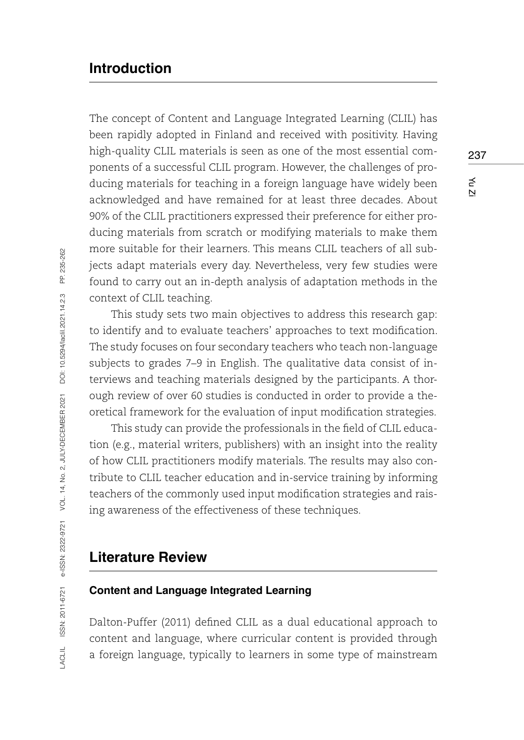## Introduction

The concept of Content and Language Integrated Learning (CLIL) has been rapidly adopted in Finland and received with positivity. Having high-quality CLIL materials is seen as one of the most essential components of a successful CLIL program. However, the challenges of producing materials for teaching in a foreign language have widely been acknowledged and have remained for at least three decades. About 90% of the CLIL practitioners expressed their preference for either producing materials from scratch or modifying materials to make them more suitable for their learners. This means CLIL teachers of all subjects adapt materials every day. Nevertheless, very few studies were found to carry out an in-depth analysis of adaptation methods in the context of CLIL teaching.

This study sets two main objectives to address this research gap: to identify and to evaluate teachers' approaches to text modification. The study focuses on four secondary teachers who teach non-language subjects to grades 7–9 in English. The qualitative data consist of interviews and teaching materials designed by the participants. A thorough review of over 60 studies is conducted in order to provide a theoretical framework for the evaluation of input modification strategies.

This study can provide the professionals in the field of CLIL education (e.g., material writers, publishers) with an insight into the reality of how CLIL practitioners modify materials. The results may also contribute to CLIL teacher education and in-service training by informing teachers of the commonly used input modification strategies and raising awareness of the effectiveness of these techniques.

## Literature Review

### Content and Language Integrated Learning

Dalton-Puffer (2011) defined CLIL as a dual educational approach to content and language, where curricular content is provided through a foreign language, typically to learners in some type of mainstream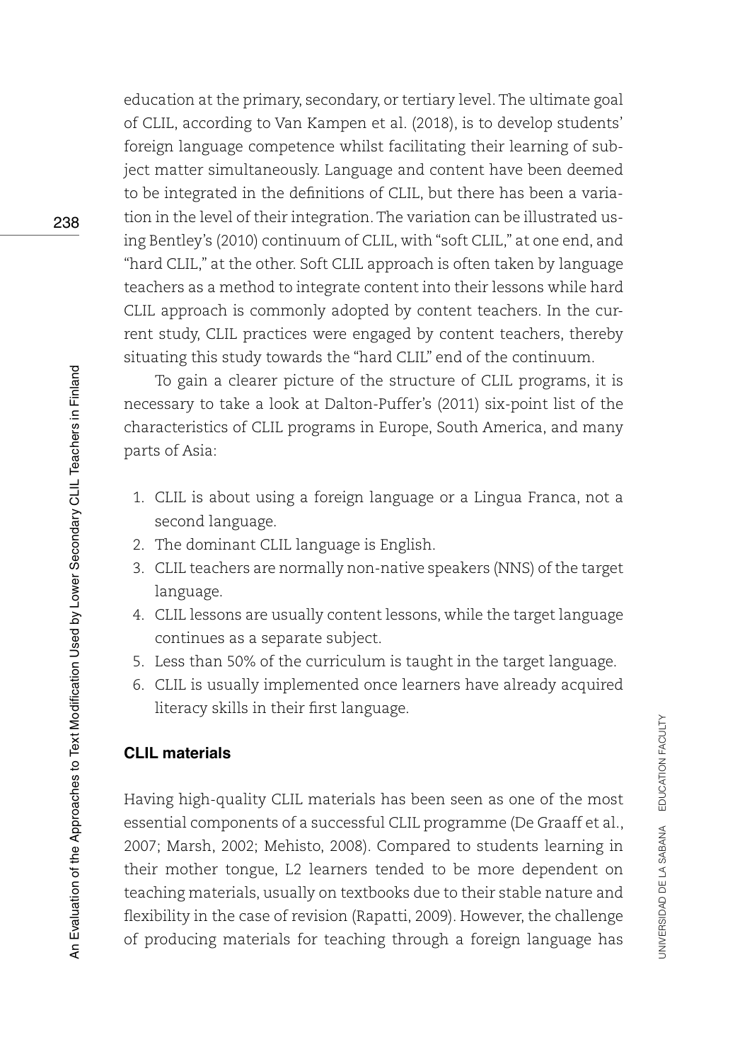education at the primary, secondary, or tertiary level. The ultimate goal of CLIL, according to Van Kampen et al. (2018), is to develop students' foreign language competence whilst facilitating their learning of subject matter simultaneously. Language and content have been deemed to be integrated in the definitions of CLIL, but there has been a variation in the level of their integration. The variation can be illustrated using Bentley's (2010) continuum of CLIL, with "soft CLIL," at one end, and "hard CLIL," at the other. Soft CLIL approach is often taken by language teachers as a method to integrate content into their lessons while hard CLIL approach is commonly adopted by content teachers. In the current study, CLIL practices were engaged by content teachers, thereby situating this study towards the "hard CLIL" end of the continuum.

To gain a clearer picture of the structure of CLIL programs, it is necessary to take a look at Dalton-Puffer's (2011) six-point list of the characteristics of CLIL programs in Europe, South America, and many parts of Asia:

1. CLIL is about using a foreign language or a Lingua Franca, not a second language.
2. The dominant CLIL language is English.
3. CLIL teachers are normally non-native speakers (NNS) of the target language.
4. CLIL lessons are usually content lessons, while the target language continues as a separate subject.
5. Less than 50% of the curriculum is taught in the target language.
6. CLIL is usually implemented once learners have already acquired literacy skills in their first language.

### CLIL materials

Having high-quality CLIL materials has been seen as one of the most essential components of a successful CLIL programme (De Graaff et al., 2007; Marsh, 2002; Mehisto, 2008). Compared to students learning in their mother tongue, L2 learners tended to be more dependent on teaching materials, usually on textbooks due to their stable nature and flexibility in the case of revision (Rapatti, 2009). However, the challenge of producing materials for teaching through a foreign language has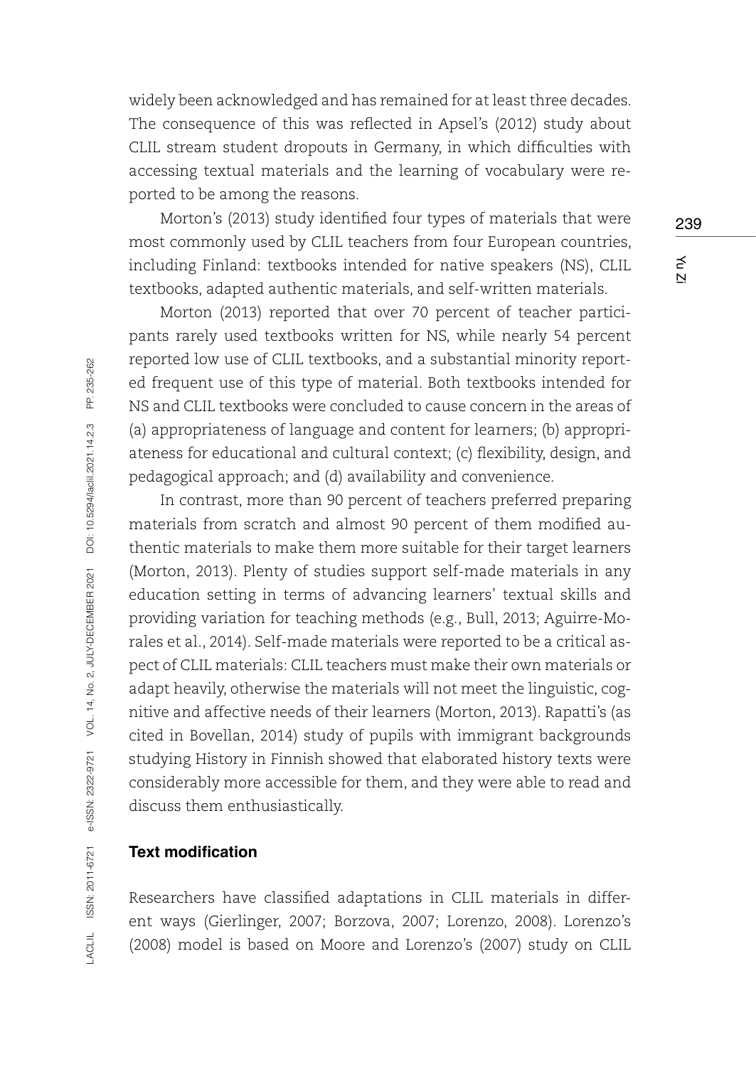widely been acknowledged and has remained for at least three decades. The consequence of this was reflected in Apsel's (2012) study about CLIL stream student dropouts in Germany, in which difficulties with accessing textual materials and the learning of vocabulary were reported to be among the reasons.

Morton's (2013) study identified four types of materials that were most commonly used by CLIL teachers from four European countries, including Finland: textbooks intended for native speakers (NS), CLIL textbooks, adapted authentic materials, and self-written materials.

Morton (2013) reported that over 70 percent of teacher participants rarely used textbooks written for NS, while nearly 54 percent reported low use of CLIL textbooks, and a substantial minority reported frequent use of this type of material. Both textbooks intended for NS and CLIL textbooks were concluded to cause concern in the areas of (a) appropriateness of language and content for learners; (b) appropriateness for educational and cultural context; (c) flexibility, design, and pedagogical approach; and (d) availability and convenience.

In contrast, more than 90 percent of teachers preferred preparing materials from scratch and almost 90 percent of them modified authentic materials to make them more suitable for their target learners (Morton, 2013). Plenty of studies support self-made materials in any education setting in terms of advancing learners' textual skills and providing variation for teaching methods (e.g., Bull, 2013; Aguirre-Morales et al., 2014). Self-made materials were reported to be a critical aspect of CLIL materials: CLIL teachers must make their own materials or adapt heavily, otherwise the materials will not meet the linguistic, cognitive and affective needs of their learners (Morton, 2013). Rapatti's (as cited in Bovellan, 2014) study of pupils with immigrant backgrounds studying History in Finnish showed that elaborated history texts were considerably more accessible for them, and they were able to read and discuss them enthusiastically.

## Text modification

Researchers have classified adaptations in CLIL materials in different ways (Gierlinger, 2007; Borzova, 2007; Lorenzo, 2008). Lorenzo's (2008) model is based on Moore and Lorenzo's (2007) study on CLIL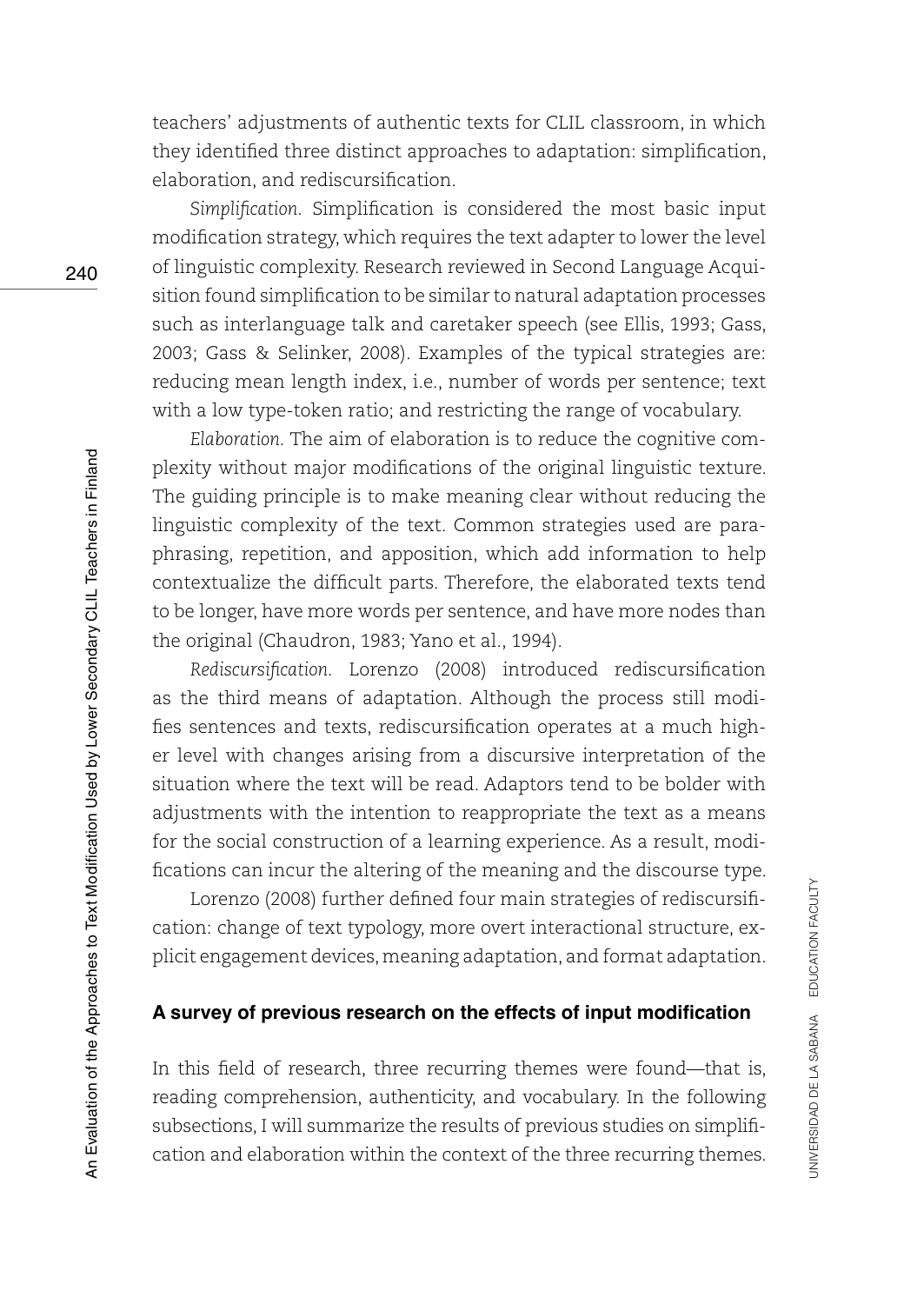teachers' adjustments of authentic texts for CLIL classroom, in which they identified three distinct approaches to adaptation: simplification, elaboration, and rediscursification.

*Simplification.* Simplification is considered the most basic input modification strategy, which requires the text adapter to lower the level of linguistic complexity. Research reviewed in Second Language Acquisition found simplification to be similar to natural adaptation processes such as interlanguage talk and caretaker speech (see Ellis, 1993; Gass, 2003; Gass & Selinker, 2008). Examples of the typical strategies are: reducing mean length index, i.e., number of words per sentence; text with a low type-token ratio; and restricting the range of vocabulary.

*Elaboration.* The aim of elaboration is to reduce the cognitive complexity without major modifications of the original linguistic texture. The guiding principle is to make meaning clear without reducing the linguistic complexity of the text. Common strategies used are paraphrasing, repetition, and apposition, which add information to help contextualize the difficult parts. Therefore, the elaborated texts tend to be longer, have more words per sentence, and have more nodes than the original (Chaudron, 1983; Yano et al., 1994).

*Rediscursification.* Lorenzo (2008) introduced rediscursification as the third means of adaptation. Although the process still modifies sentences and texts, rediscursification operates at a much higher level with changes arising from a discursive interpretation of the situation where the text will be read. Adaptors tend to be bolder with adjustments with the intention to reappropriate the text as a means for the social construction of a learning experience. As a result, modifications can incur the altering of the meaning and the discourse type.

Lorenzo (2008) further defined four main strategies of rediscursification: change of text typology, more overt interactional structure, explicit engagement devices, meaning adaptation, and format adaptation.

### A survey of previous research on the effects of input modification

In this field of research, three recurring themes were found—that is, reading comprehension, authenticity, and vocabulary. In the following subsections, I will summarize the results of previous studies on simplification and elaboration within the context of the three recurring themes.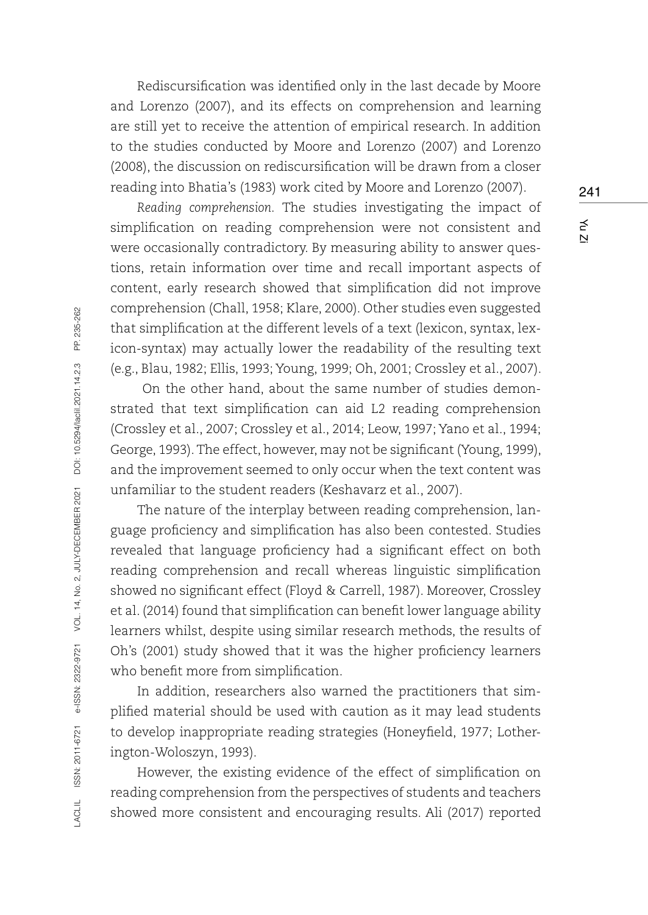Rediscursification was identified only in the last decade by Moore and Lorenzo (2007), and its effects on comprehension and learning are still yet to receive the attention of empirical research. In addition to the studies conducted by Moore and Lorenzo (2007) and Lorenzo (2008), the discussion on rediscursification will be drawn from a closer reading into Bhatia's (1983) work cited by Moore and Lorenzo (2007).

*Reading comprehension.* The studies investigating the impact of simplification on reading comprehension were not consistent and were occasionally contradictory. By measuring ability to answer questions, retain information over time and recall important aspects of content, early research showed that simplification did not improve comprehension (Chall, 1958; Klare, 2000). Other studies even suggested that simplification at the different levels of a text (lexicon, syntax, lexicon-syntax) may actually lower the readability of the resulting text (e.g., Blau, 1982; Ellis, 1993; Young, 1999; Oh, 2001; Crossley et al., 2007).

On the other hand, about the same number of studies demonstrated that text simplification can aid L2 reading comprehension (Crossley et al., 2007; Crossley et al., 2014; Leow, 1997; Yano et al., 1994; George, 1993). The effect, however, may not be significant (Young, 1999), and the improvement seemed to only occur when the text content was unfamiliar to the student readers (Keshavarz et al., 2007).

The nature of the interplay between reading comprehension, language proficiency and simplification has also been contested. Studies revealed that language proficiency had a significant effect on both reading comprehension and recall whereas linguistic simplification showed no significant effect (Floyd & Carrell, 1987). Moreover, Crossley et al. (2014) found that simplification can benefit lower language ability learners whilst, despite using similar research methods, the results of Oh's (2001) study showed that it was the higher proficiency learners who benefit more from simplification.

In addition, researchers also warned the practitioners that simplified material should be used with caution as it may lead students to develop inappropriate reading strategies (Honeyfield, 1977; Lotherington-Woloszyn, 1993).

However, the existing evidence of the effect of simplification on reading comprehension from the perspectives of students and teachers showed more consistent and encouraging results. Ali (2017) reported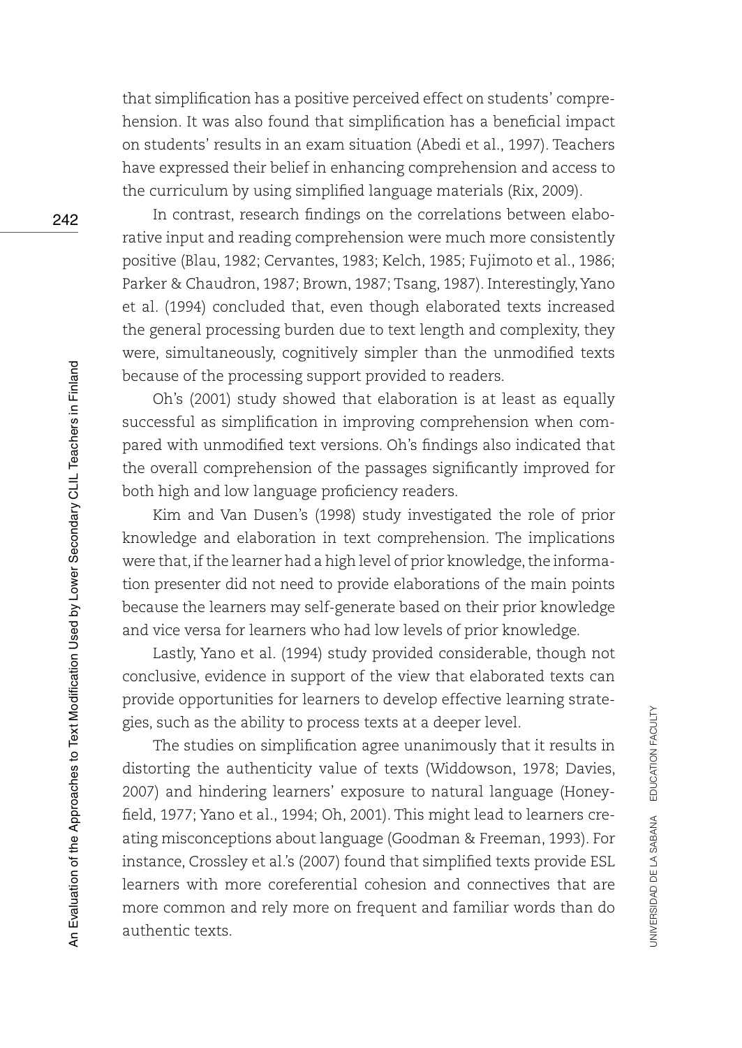that simplification has a positive perceived effect on students' comprehension. It was also found that simplification has a beneficial impact on students' results in an exam situation (Abedi et al., 1997). Teachers have expressed their belief in enhancing comprehension and access to the curriculum by using simplified language materials (Rix, 2009).

In contrast, research findings on the correlations between elaborative input and reading comprehension were much more consistently positive (Blau, 1982; Cervantes, 1983; Kelch, 1985; Fujimoto et al., 1986; Parker & Chaudron, 1987; Brown, 1987; Tsang, 1987). Interestingly, Yano et al. (1994) concluded that, even though elaborated texts increased the general processing burden due to text length and complexity, they were, simultaneously, cognitively simpler than the unmodified texts because of the processing support provided to readers.

Oh's (2001) study showed that elaboration is at least as equally successful as simplification in improving comprehension when compared with unmodified text versions. Oh's findings also indicated that the overall comprehension of the passages significantly improved for both high and low language proficiency readers.

Kim and Van Dusen's (1998) study investigated the role of prior knowledge and elaboration in text comprehension. The implications were that, if the learner had a high level of prior knowledge, the information presenter did not need to provide elaborations of the main points because the learners may self-generate based on their prior knowledge and vice versa for learners who had low levels of prior knowledge.

Lastly, Yano et al. (1994) study provided considerable, though not conclusive, evidence in support of the view that elaborated texts can provide opportunities for learners to develop effective learning strategies, such as the ability to process texts at a deeper level.

The studies on simplification agree unanimously that it results in distorting the authenticity value of texts (Widdowson, 1978; Davies, 2007) and hindering learners' exposure to natural language (Honeyfield, 1977; Yano et al., 1994; Oh, 2001). This might lead to learners creating misconceptions about language (Goodman & Freeman, 1993). For instance, Crossley et al.'s (2007) found that simplified texts provide ESL learners with more coreferential cohesion and connectives that are more common and rely more on frequent and familiar words than do authentic texts.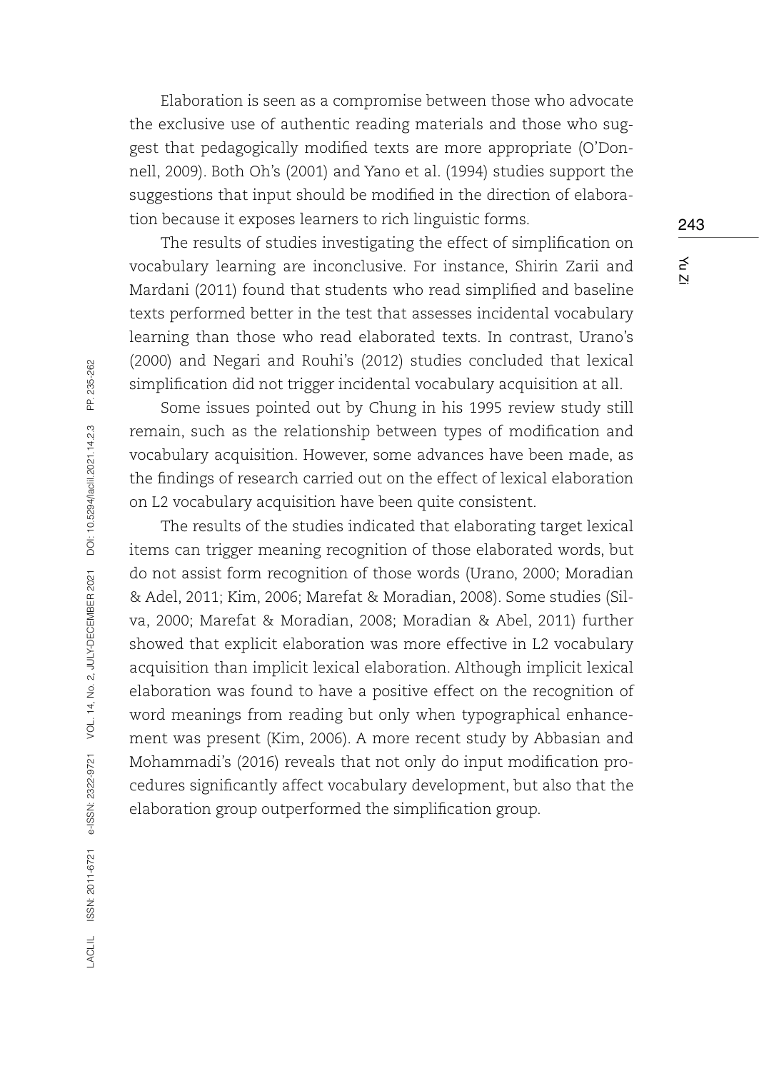Elaboration is seen as a compromise between those who advocate the exclusive use of authentic reading materials and those who suggest that pedagogically modified texts are more appropriate (O'Donnell, 2009). Both Oh's (2001) and Yano et al. (1994) studies support the suggestions that input should be modified in the direction of elaboration because it exposes learners to rich linguistic forms.

The results of studies investigating the effect of simplification on vocabulary learning are inconclusive. For instance, Shirin Zarii and Mardani (2011) found that students who read simplified and baseline texts performed better in the test that assesses incidental vocabulary learning than those who read elaborated texts. In contrast, Urano's (2000) and Negari and Rouhi's (2012) studies concluded that lexical simplification did not trigger incidental vocabulary acquisition at all.

Some issues pointed out by Chung in his 1995 review study still remain, such as the relationship between types of modification and vocabulary acquisition. However, some advances have been made, as the findings of research carried out on the effect of lexical elaboration on L2 vocabulary acquisition have been quite consistent.

The results of the studies indicated that elaborating target lexical items can trigger meaning recognition of those elaborated words, but do not assist form recognition of those words (Urano, 2000; Moradian & Adel, 2011; Kim, 2006; Marefat & Moradian, 2008). Some studies (Silva, 2000; Marefat & Moradian, 2008; Moradian & Abel, 2011) further showed that explicit elaboration was more effective in L2 vocabulary acquisition than implicit lexical elaboration. Although implicit lexical elaboration was found to have a positive effect on the recognition of word meanings from reading but only when typographical enhancement was present (Kim, 2006). A more recent study by Abbasian and Mohammadi's (2016) reveals that not only do input modification procedures significantly affect vocabulary development, but also that the elaboration group outperformed the simplification group.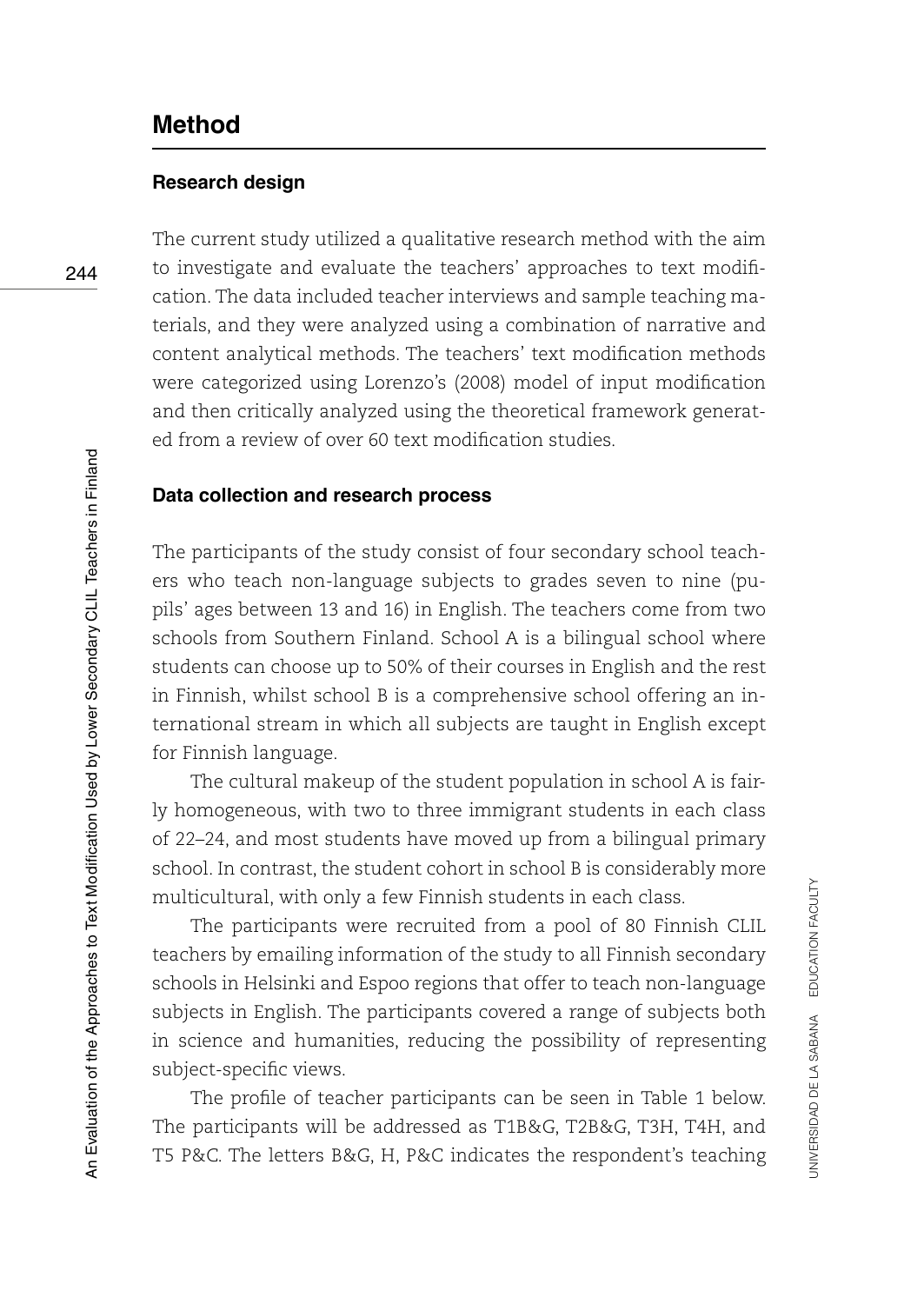## Method

### Research design

The current study utilized a qualitative research method with the aim to investigate and evaluate the teachers' approaches to text modification. The data included teacher interviews and sample teaching materials, and they were analyzed using a combination of narrative and content analytical methods. The teachers' text modification methods were categorized using Lorenzo's (2008) model of input modification and then critically analyzed using the theoretical framework generated from a review of over 60 text modification studies.

### Data collection and research process

The participants of the study consist of four secondary school teachers who teach non-language subjects to grades seven to nine (pupils' ages between 13 and 16) in English. The teachers come from two schools from Southern Finland. School A is a bilingual school where students can choose up to 50% of their courses in English and the rest in Finnish, whilst school B is a comprehensive school offering an international stream in which all subjects are taught in English except for Finnish language.

The cultural makeup of the student population in school A is fairly homogeneous, with two to three immigrant students in each class of 22–24, and most students have moved up from a bilingual primary school. In contrast, the student cohort in school B is considerably more multicultural, with only a few Finnish students in each class.

The participants were recruited from a pool of 80 Finnish CLIL teachers by emailing information of the study to all Finnish secondary schools in Helsinki and Espoo regions that offer to teach non-language subjects in English. The participants covered a range of subjects both in science and humanities, reducing the possibility of representing subject-specific views.

The profile of teacher participants can be seen in Table 1 below. The participants will be addressed as T1B&G, T2B&G, T3H, T4H, and T5 P&C. The letters B&G, H, P&C indicates the respondent's teaching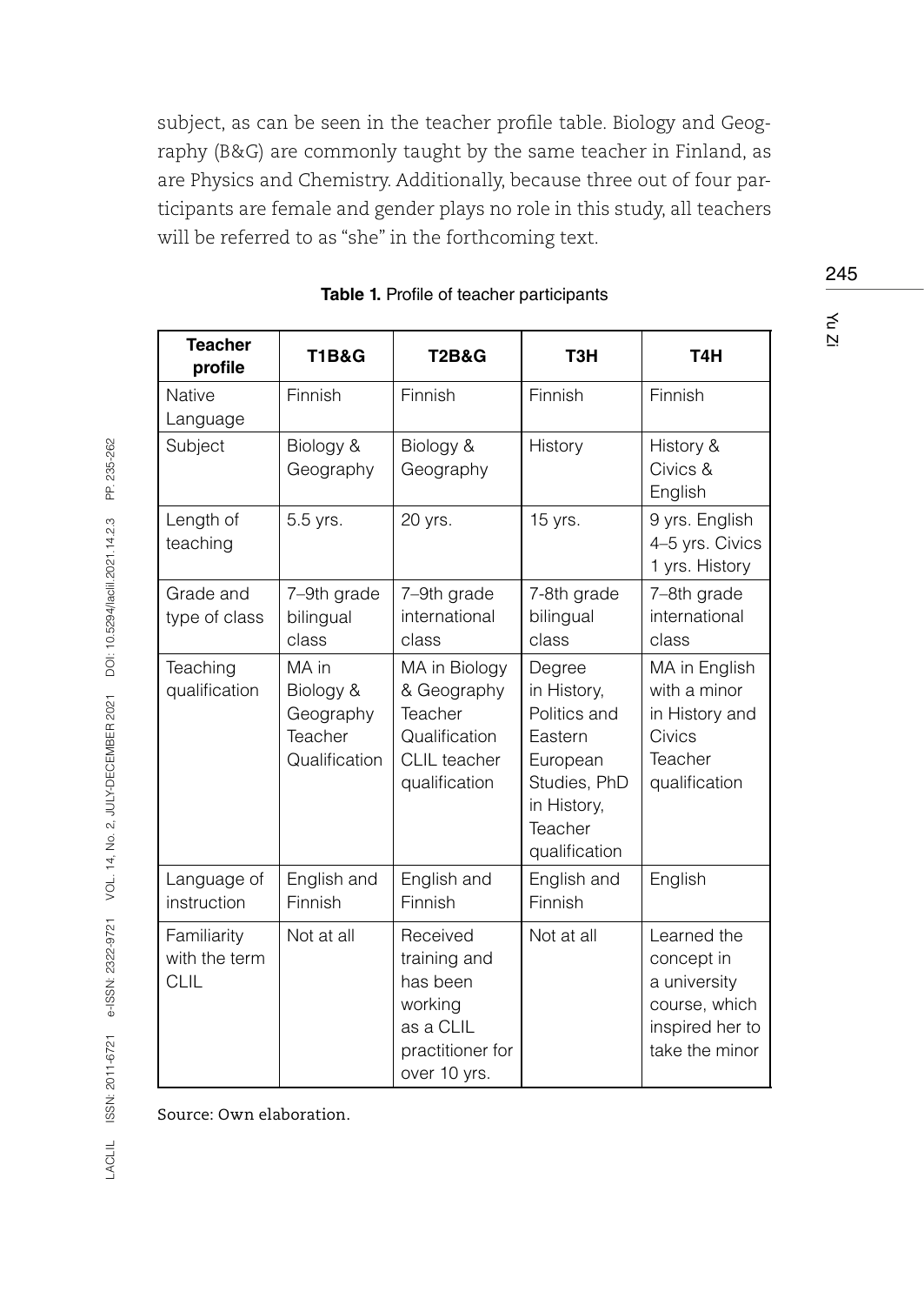subject, as can be seen in the teacher profile table. Biology and Geography (B&G) are commonly taught by the same teacher in Finland, as are Physics and Chemistry. Additionally, because three out of four participants are female and gender plays no role in this study, all teachers will be referred to as "she" in the forthcoming text.

**Table 1.** Profile of teacher participants

| Teacher profile | T1B&G | T2B&G | T3H | T4H |
|---|---|---|---|---|
| Native Language | Finnish | Finnish | Finnish | Finnish |
| Subject | Biology & Geography | Biology & Geography | History | History & Civics & English |
| Length of teaching | 5.5 yrs. | 20 yrs. | 15 yrs. | 9 yrs. English 4–5 yrs. Civics 1 yrs. History |
| Grade and type of class | 7–9th grade bilingual class | 7–9th grade international class | 7-8th grade bilingual class | 7–8th grade international class |
| Teaching qualification | MA in Biology & Geography Teacher Qualification | MA in Biology & Geography Teacher Qualification CLIL teacher qualification | Degree in History, Politics and Eastern European Studies, PhD in History, Teacher qualification | MA in English with a minor in History and Civics Teacher qualification |
| Language of instruction | English and Finnish | English and Finnish | English and Finnish | English |
| Familiarity with the term CLIL | Not at all | Received training and has been working as a CLIL practitioner for over 10 yrs. | Not at all | Learned the concept in a university course, which inspired her to take the minor |

Source: Own elaboration.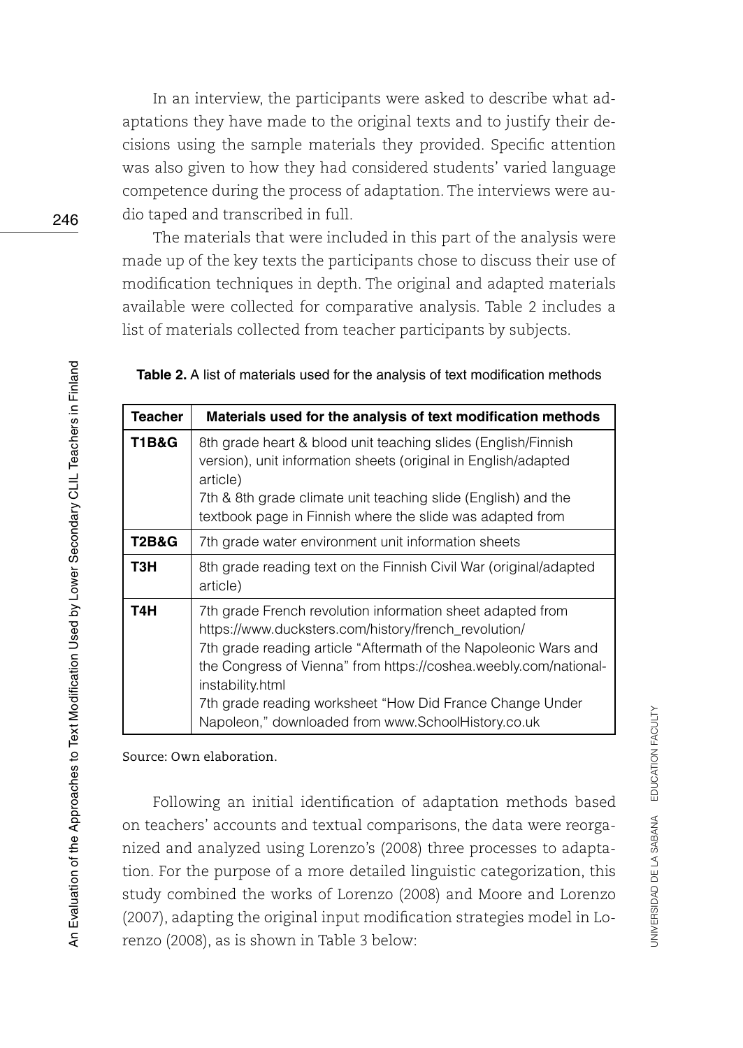In an interview, the participants were asked to describe what adaptations they have made to the original texts and to justify their decisions using the sample materials they provided. Specific attention was also given to how they had considered students' varied language competence during the process of adaptation. The interviews were audio taped and transcribed in full.

The materials that were included in this part of the analysis were made up of the key texts the participants chose to discuss their use of modification techniques in depth. The original and adapted materials available were collected for comparative analysis. Table 2 includes a list of materials collected from teacher participants by subjects.

**Table 2.** A list of materials used for the analysis of text modification methods

| Teacher | Materials used for the analysis of text modification methods |
|---|---|
| **T1B&G** | 8th grade heart & blood unit teaching slides (English/Finnish version), unit information sheets (original in English/adapted article)<br>7th & 8th grade climate unit teaching slide (English) and the textbook page in Finnish where the slide was adapted from |
| **T2B&G** | 7th grade water environment unit information sheets |
| **T3H** | 8th grade reading text on the Finnish Civil War (original/adapted article) |
| **T4H** | 7th grade French revolution information sheet adapted from https://www.ducksters.com/history/french_revolution/<br>7th grade reading article "Aftermath of the Napoleonic Wars and the Congress of Vienna" from https://coshea.weebly.com/national-instability.html<br>7th grade reading worksheet "How Did France Change Under Napoleon," downloaded from www.SchoolHistory.co.uk |

Source: Own elaboration.

Following an initial identification of adaptation methods based on teachers' accounts and textual comparisons, the data were reorganized and analyzed using Lorenzo's (2008) three processes to adaptation. For the purpose of a more detailed linguistic categorization, this study combined the works of Lorenzo (2008) and Moore and Lorenzo (2007), adapting the original input modification strategies model in Lorenzo (2008), as is shown in Table 3 below: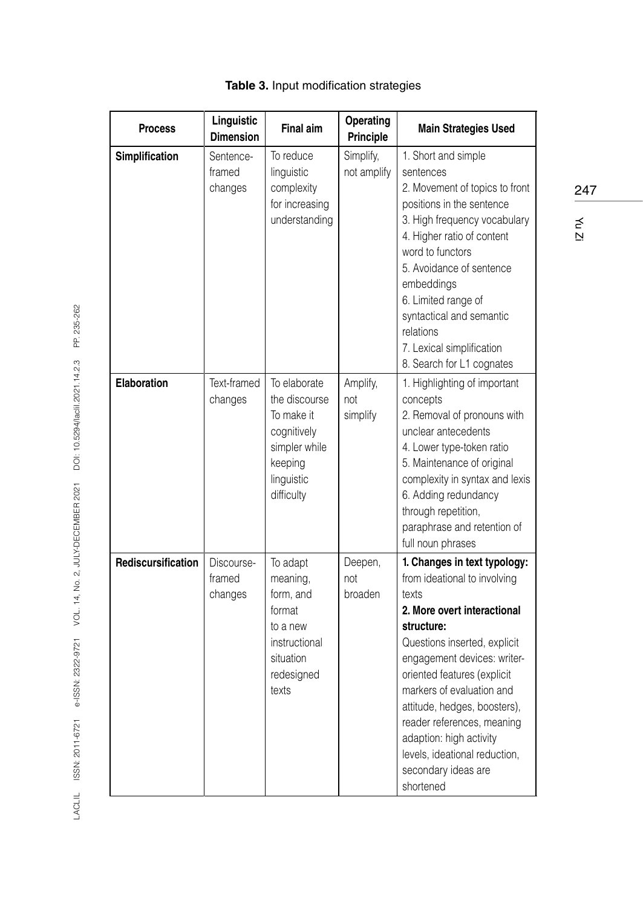**Table 3.** Input modification strategies

| Process | Linguistic Dimension | Final aim | Operating Principle | Main Strategies Used |
|---|---|---|---|---|
| **Simplification** | Sentence-framed changes | To reduce linguistic complexity for increasing understanding | Simplify, not amplify | 1. Short and simple sentences<br>2. Movement of topics to front positions in the sentence<br>3. High frequency vocabulary<br>4. Higher ratio of content word to functors<br>5. Avoidance of sentence embeddings<br>6. Limited range of syntactical and semantic relations<br>7. Lexical simplification<br>8. Search for L1 cognates |
| **Elaboration** | Text-framed changes | To elaborate the discourse To make it cognitively simpler while keeping linguistic difficulty | Amplify, not simplify | 1. Highlighting of important concepts<br>2. Removal of pronouns with unclear antecedents<br>4. Lower type-token ratio<br>5. Maintenance of original complexity in syntax and lexis<br>6. Adding redundancy through repetition, paraphrase and retention of full noun phrases |
| **Rediscursification** | Discourse-framed changes | To adapt meaning, form, and format to a new instructional situation redesigned texts | Deepen, not broaden | **1. Changes in text typology:** from ideational to involving texts<br>**2. More overt interactional structure:** Questions inserted, explicit engagement devices: writer-oriented features (explicit markers of evaluation and attitude, hedges, boosters), reader references, meaning adaption: high activity levels, ideational reduction, secondary ideas are shortened |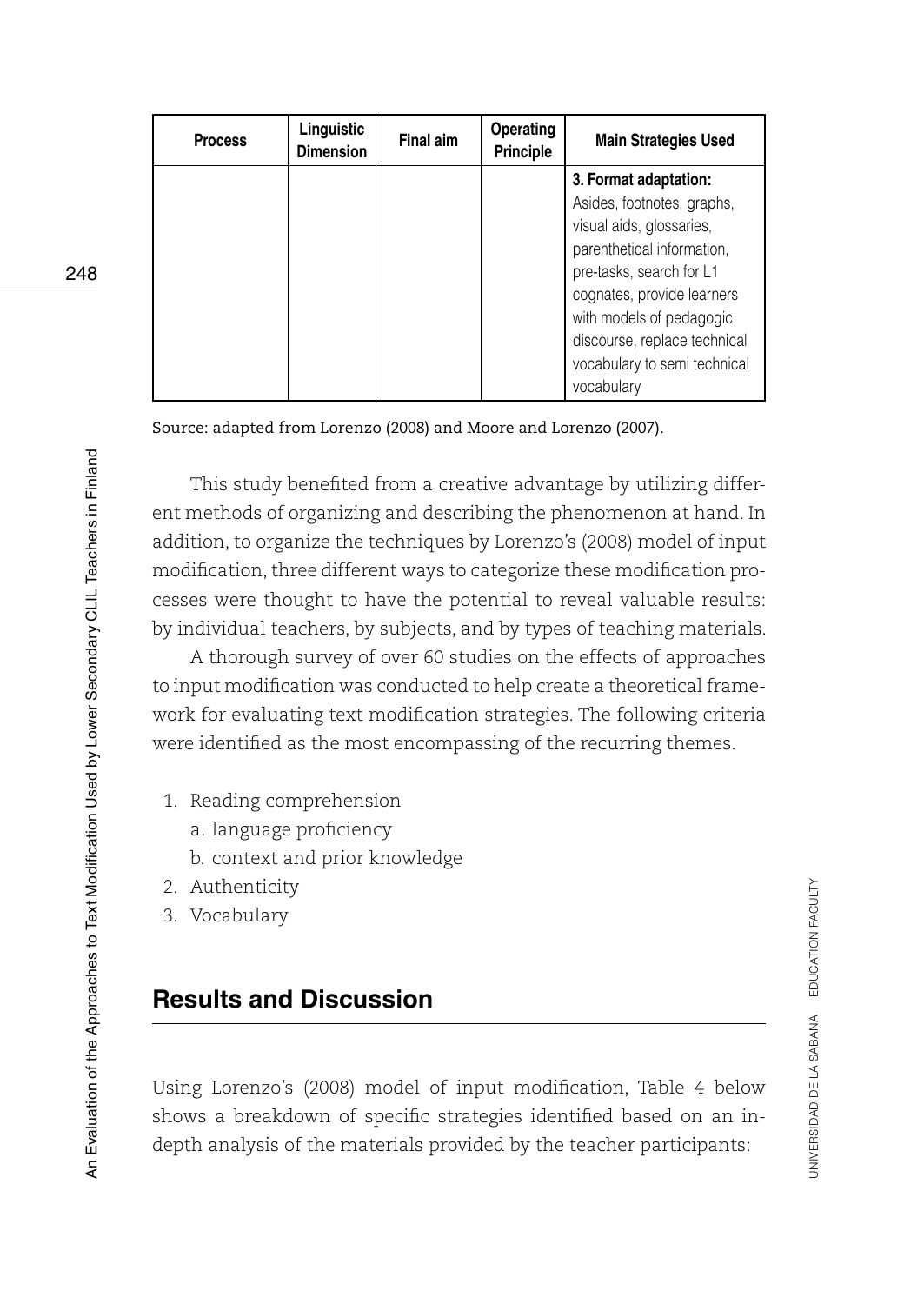| Process | Linguistic Dimension | Final aim | Operating Principle | Main Strategies Used |
| --- | --- | --- | --- | --- |
| | | | | **3. Format adaptation:** Asides, footnotes, graphs, visual aids, glossaries, parenthetical information, pre-tasks, search for L1 cognates, provide learners with models of pedagogic discourse, replace technical vocabulary to semi technical vocabulary |

Source: adapted from Lorenzo (2008) and Moore and Lorenzo (2007).

This study benefited from a creative advantage by utilizing different methods of organizing and describing the phenomenon at hand. In addition, to organize the techniques by Lorenzo's (2008) model of input modification, three different ways to categorize these modification processes were thought to have the potential to reveal valuable results: by individual teachers, by subjects, and by types of teaching materials.

A thorough survey of over 60 studies on the effects of approaches to input modification was conducted to help create a theoretical framework for evaluating text modification strategies. The following criteria were identified as the most encompassing of the recurring themes.

1. Reading comprehension
   a. language proficiency
   b. context and prior knowledge
2. Authenticity
3. Vocabulary

## Results and Discussion

Using Lorenzo's (2008) model of input modification, Table 4 below shows a breakdown of specific strategies identified based on an in-depth analysis of the materials provided by the teacher participants: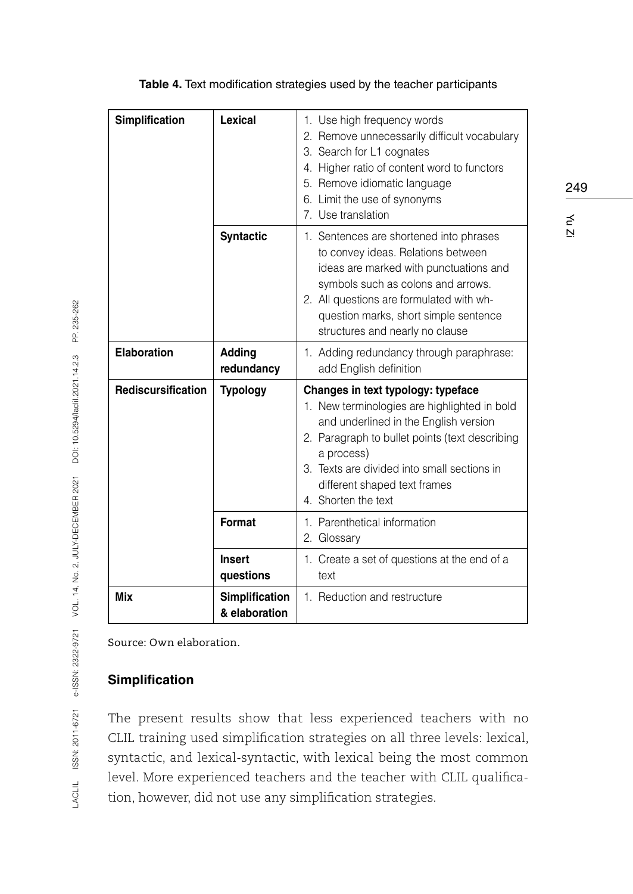**Table 4.** Text modification strategies used by the teacher participants

| | | |
|---|---|---|
| **Simplification** | **Lexical** | 1. Use high frequency words<br>2. Remove unnecessarily difficult vocabulary<br>3. Search for L1 cognates<br>4. Higher ratio of content word to functors<br>5. Remove idiomatic language<br>6. Limit the use of synonyms<br>7. Use translation |
| | **Syntactic** | 1. Sentences are shortened into phrases to convey ideas. Relations between ideas are marked with punctuations and symbols such as colons and arrows.<br>2. All questions are formulated with wh-question marks, short simple sentence structures and nearly no clause |
| **Elaboration** | **Adding redundancy** | 1. Adding redundancy through paraphrase: add English definition |
| **Rediscursification** | **Typology** | **Changes in text typology: typeface**<br>1. New terminologies are highlighted in bold and underlined in the English version<br>2. Paragraph to bullet points (text describing a process)<br>3. Texts are divided into small sections in different shaped text frames<br>4. Shorten the text |
| | **Format** | 1. Parenthetical information<br>2. Glossary |
| | **Insert questions** | 1. Create a set of questions at the end of a text |
| **Mix** | **Simplification & elaboration** | 1. Reduction and restructure |

Source: Own elaboration.

## Simplification

The present results show that less experienced teachers with no CLIL training used simplification strategies on all three levels: lexical, syntactic, and lexical-syntactic, with lexical being the most common level. More experienced teachers and the teacher with CLIL qualification, however, did not use any simplification strategies.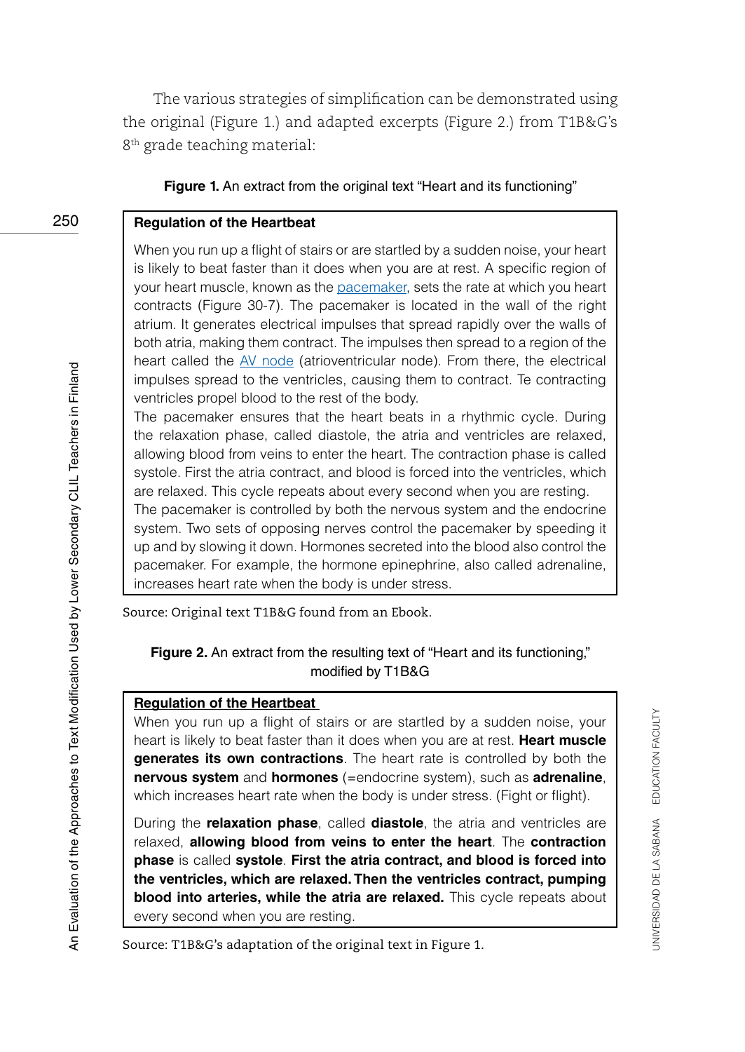The various strategies of simplification can be demonstrated using the original (Figure 1.) and adapted excerpts (Figure 2.) from T1B&G's 8th grade teaching material:

**Figure 1.** An extract from the original text "Heart and its functioning"

> **Regulation of the Heartbeat**
>
> When you run up a flight of stairs or are startled by a sudden noise, your heart is likely to beat faster than it does when you are at rest. A specific region of your heart muscle, known as the pacemaker, sets the rate at which you heart contracts (Figure 30-7). The pacemaker is located in the wall of the right atrium. It generates electrical impulses that spread rapidly over the walls of both atria, making them contract. The impulses then spread to a region of the heart called the AV node (atrioventricular node). From there, the electrical impulses spread to the ventricles, causing them to contract. Te contracting ventricles propel blood to the rest of the body.
>
> The pacemaker ensures that the heart beats in a rhythmic cycle. During the relaxation phase, called diastole, the atria and ventricles are relaxed, allowing blood from veins to enter the heart. The contraction phase is called systole. First the atria contract, and blood is forced into the ventricles, which are relaxed. This cycle repeats about every second when you are resting.
>
> The pacemaker is controlled by both the nervous system and the endocrine system. Two sets of opposing nerves control the pacemaker by speeding it up and by slowing it down. Hormones secreted into the blood also control the pacemaker. For example, the hormone epinephrine, also called adrenaline, increases heart rate when the body is under stress.

Source: Original text T1B&G found from an Ebook.

**Figure 2.** An extract from the resulting text of "Heart and its functioning," modified by T1B&G

> **Regulation of the Heartbeat**
>
> When you run up a flight of stairs or are startled by a sudden noise, your heart is likely to beat faster than it does when you are at rest. **Heart muscle generates its own contractions**. The heart rate is controlled by both the **nervous system** and **hormones** (=endocrine system), such as **adrenaline**, which increases heart rate when the body is under stress. (Fight or flight).
>
> During the **relaxation phase**, called **diastole**, the atria and ventricles are relaxed, **allowing blood from veins to enter the heart**. The **contraction phase** is called **systole**. **First the atria contract, and blood is forced into the ventricles, which are relaxed. Then the ventricles contract, pumping blood into arteries, while the atria are relaxed.** This cycle repeats about every second when you are resting.

Source: T1B&G's adaptation of the original text in Figure 1.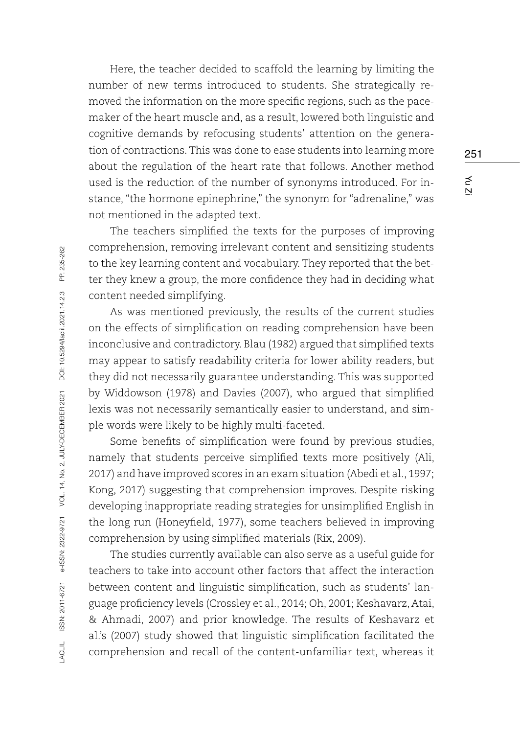Here, the teacher decided to scaffold the learning by limiting the number of new terms introduced to students. She strategically removed the information on the more specific regions, such as the pacemaker of the heart muscle and, as a result, lowered both linguistic and cognitive demands by refocusing students' attention on the generation of contractions. This was done to ease students into learning more about the regulation of the heart rate that follows. Another method used is the reduction of the number of synonyms introduced. For instance, "the hormone epinephrine," the synonym for "adrenaline," was not mentioned in the adapted text.

The teachers simplified the texts for the purposes of improving comprehension, removing irrelevant content and sensitizing students to the key learning content and vocabulary. They reported that the better they knew a group, the more confidence they had in deciding what content needed simplifying.

As was mentioned previously, the results of the current studies on the effects of simplification on reading comprehension have been inconclusive and contradictory. Blau (1982) argued that simplified texts may appear to satisfy readability criteria for lower ability readers, but they did not necessarily guarantee understanding. This was supported by Widdowson (1978) and Davies (2007), who argued that simplified lexis was not necessarily semantically easier to understand, and simple words were likely to be highly multi-faceted.

Some benefits of simplification were found by previous studies, namely that students perceive simplified texts more positively (Ali, 2017) and have improved scores in an exam situation (Abedi et al., 1997; Kong, 2017) suggesting that comprehension improves. Despite risking developing inappropriate reading strategies for unsimplified English in the long run (Honeyfield, 1977), some teachers believed in improving comprehension by using simplified materials (Rix, 2009).

The studies currently available can also serve as a useful guide for teachers to take into account other factors that affect the interaction between content and linguistic simplification, such as students' language proficiency levels (Crossley et al., 2014; Oh, 2001; Keshavarz, Atai, & Ahmadi, 2007) and prior knowledge. The results of Keshavarz et al.'s (2007) study showed that linguistic simplification facilitated the comprehension and recall of the content-unfamiliar text, whereas it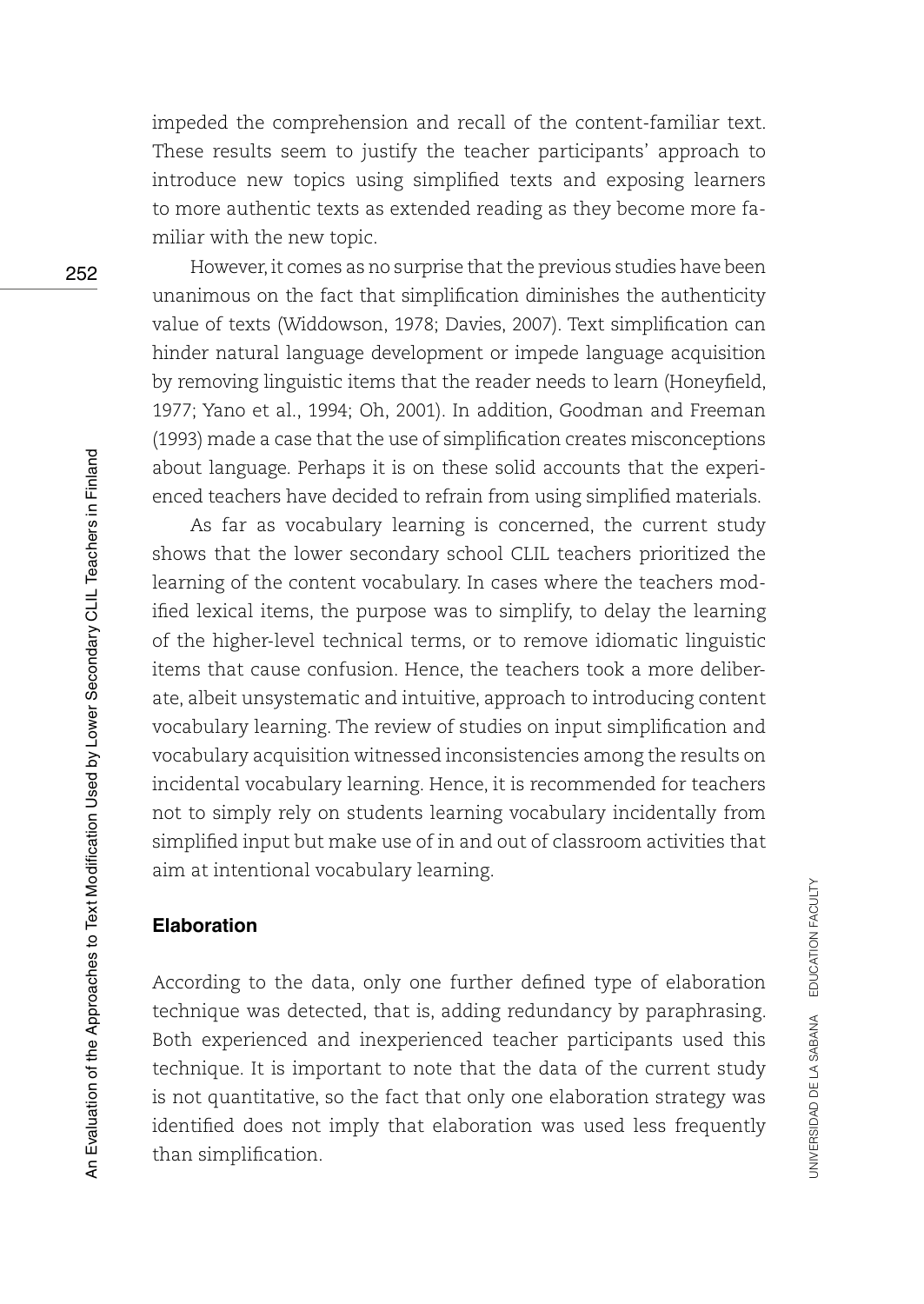impeded the comprehension and recall of the content-familiar text. These results seem to justify the teacher participants' approach to introduce new topics using simplified texts and exposing learners to more authentic texts as extended reading as they become more familiar with the new topic.

However, it comes as no surprise that the previous studies have been unanimous on the fact that simplification diminishes the authenticity value of texts (Widdowson, 1978; Davies, 2007). Text simplification can hinder natural language development or impede language acquisition by removing linguistic items that the reader needs to learn (Honeyfield, 1977; Yano et al., 1994; Oh, 2001). In addition, Goodman and Freeman (1993) made a case that the use of simplification creates misconceptions about language. Perhaps it is on these solid accounts that the experienced teachers have decided to refrain from using simplified materials.

As far as vocabulary learning is concerned, the current study shows that the lower secondary school CLIL teachers prioritized the learning of the content vocabulary. In cases where the teachers modified lexical items, the purpose was to simplify, to delay the learning of the higher-level technical terms, or to remove idiomatic linguistic items that cause confusion. Hence, the teachers took a more deliberate, albeit unsystematic and intuitive, approach to introducing content vocabulary learning. The review of studies on input simplification and vocabulary acquisition witnessed inconsistencies among the results on incidental vocabulary learning. Hence, it is recommended for teachers not to simply rely on students learning vocabulary incidentally from simplified input but make use of in and out of classroom activities that aim at intentional vocabulary learning.

### Elaboration

According to the data, only one further defined type of elaboration technique was detected, that is, adding redundancy by paraphrasing. Both experienced and inexperienced teacher participants used this technique. It is important to note that the data of the current study is not quantitative, so the fact that only one elaboration strategy was identified does not imply that elaboration was used less frequently than simplification.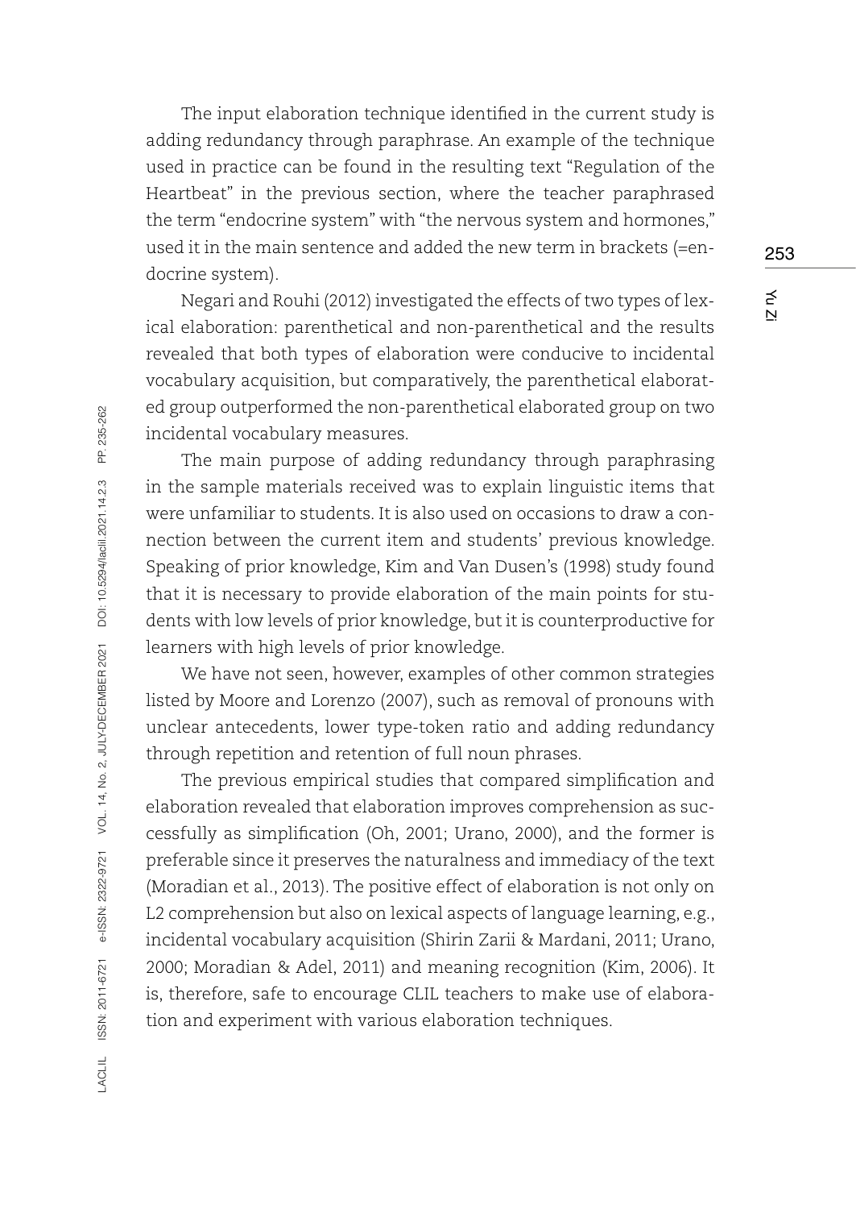The input elaboration technique identified in the current study is adding redundancy through paraphrase. An example of the technique used in practice can be found in the resulting text "Regulation of the Heartbeat" in the previous section, where the teacher paraphrased the term "endocrine system" with "the nervous system and hormones," used it in the main sentence and added the new term in brackets (=endocrine system).

Negari and Rouhi (2012) investigated the effects of two types of lexical elaboration: parenthetical and non-parenthetical and the results revealed that both types of elaboration were conducive to incidental vocabulary acquisition, but comparatively, the parenthetical elaborated group outperformed the non-parenthetical elaborated group on two incidental vocabulary measures.

The main purpose of adding redundancy through paraphrasing in the sample materials received was to explain linguistic items that were unfamiliar to students. It is also used on occasions to draw a connection between the current item and students' previous knowledge. Speaking of prior knowledge, Kim and Van Dusen's (1998) study found that it is necessary to provide elaboration of the main points for students with low levels of prior knowledge, but it is counterproductive for learners with high levels of prior knowledge.

We have not seen, however, examples of other common strategies listed by Moore and Lorenzo (2007), such as removal of pronouns with unclear antecedents, lower type-token ratio and adding redundancy through repetition and retention of full noun phrases.

The previous empirical studies that compared simplification and elaboration revealed that elaboration improves comprehension as successfully as simplification (Oh, 2001; Urano, 2000), and the former is preferable since it preserves the naturalness and immediacy of the text (Moradian et al., 2013). The positive effect of elaboration is not only on L2 comprehension but also on lexical aspects of language learning, e.g., incidental vocabulary acquisition (Shirin Zarii & Mardani, 2011; Urano, 2000; Moradian & Adel, 2011) and meaning recognition (Kim, 2006). It is, therefore, safe to encourage CLIL teachers to make use of elaboration and experiment with various elaboration techniques.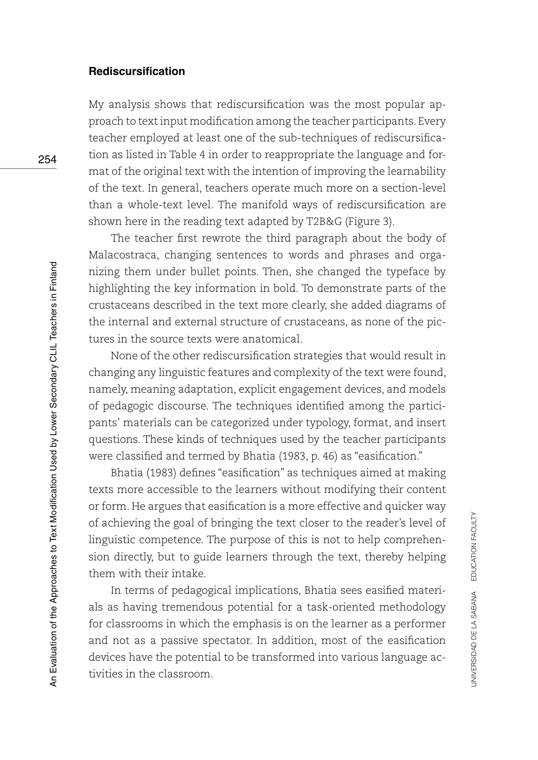### Rediscursification

My analysis shows that rediscursification was the most popular approach to text input modification among the teacher participants. Every teacher employed at least one of the sub-techniques of rediscursification as listed in Table 4 in order to reappropriate the language and format of the original text with the intention of improving the learnability of the text. In general, teachers operate much more on a section-level than a whole-text level. The manifold ways of rediscursification are shown here in the reading text adapted by T2B&G (Figure 3).

The teacher first rewrote the third paragraph about the body of Malacostraca, changing sentences to words and phrases and organizing them under bullet points. Then, she changed the typeface by highlighting the key information in bold. To demonstrate parts of the crustaceans described in the text more clearly, she added diagrams of the internal and external structure of crustaceans, as none of the pictures in the source texts were anatomical.

None of the other rediscursification strategies that would result in changing any linguistic features and complexity of the text were found, namely, meaning adaptation, explicit engagement devices, and models of pedagogic discourse. The techniques identified among the participants' materials can be categorized under typology, format, and insert questions. These kinds of techniques used by the teacher participants were classified and termed by Bhatia (1983, p. 46) as "easification."

Bhatia (1983) defines "easification" as techniques aimed at making texts more accessible to the learners without modifying their content or form. He argues that easification is a more effective and quicker way of achieving the goal of bringing the text closer to the reader's level of linguistic competence. The purpose of this is not to help comprehension directly, but to guide learners through the text, thereby helping them with their intake.

In terms of pedagogical implications, Bhatia sees easified materials as having tremendous potential for a task-oriented methodology for classrooms in which the emphasis is on the learner as a performer and not as a passive spectator. In addition, most of the easification devices have the potential to be transformed into various language activities in the classroom.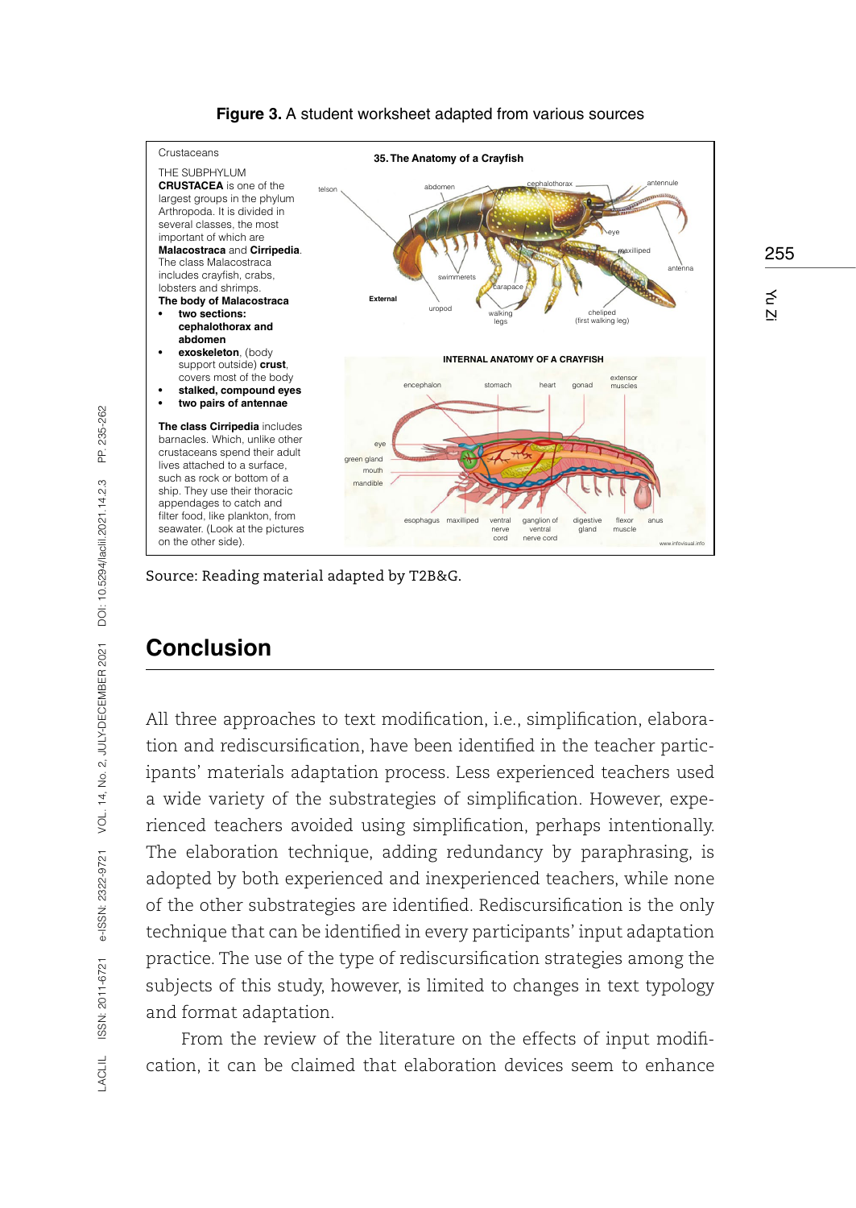**Figure 3.** A student worksheet adapted from various sources

Crustaceans

THE SUBPHYLUM **CRUSTACEA** is one of the largest groups in the phylum Arthropoda. It is divided in several classes, the most important of which are **Malacostraca** and **Cirripedia**. The class Malacostraca includes crayfish, crabs, lobsters and shrimps.

**The body of Malacostraca**

- **two sections: cephalothorax and abdomen**
- **exoskeleton**, (body support outside) **crust**, covers most of the body
- **stalked, compound eyes**
- **two pairs of antennae**

**The class Cirripedia** includes barnacles. Which, unlike other crustaceans spend their adult lives attached to a surface, such as rock or bottom of a ship. They use their thoracic appendages to catch and filter food, like plankton, from seawater. (Look at the pictures on the other side).

**35. The Anatomy of a Crayfish**

**INTERNAL ANATOMY OF A CRAYFISH**

Source: Reading material adapted by T2B&G.

## Conclusion

All three approaches to text modification, i.e., simplification, elaboration and rediscursification, have been identified in the teacher participants' materials adaptation process. Less experienced teachers used a wide variety of the substrategies of simplification. However, experienced teachers avoided using simplification, perhaps intentionally. The elaboration technique, adding redundancy by paraphrasing, is adopted by both experienced and inexperienced teachers, while none of the other substrategies are identified. Rediscursification is the only technique that can be identified in every participants' input adaptation practice. The use of the type of rediscursification strategies among the subjects of this study, however, is limited to changes in text typology and format adaptation.

From the review of the literature on the effects of input modification, it can be claimed that elaboration devices seem to enhance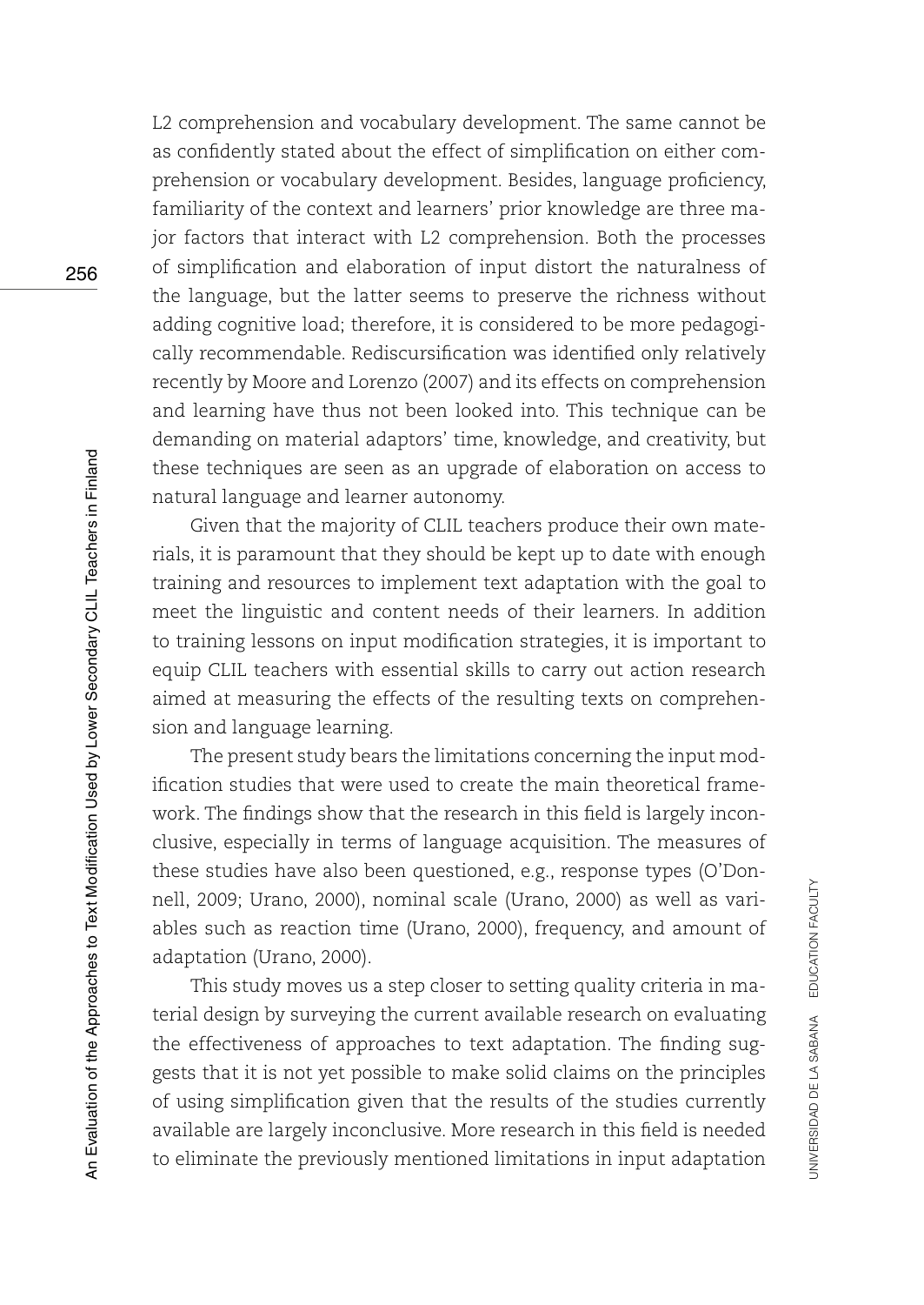L2 comprehension and vocabulary development. The same cannot be as confidently stated about the effect of simplification on either comprehension or vocabulary development. Besides, language proficiency, familiarity of the context and learners' prior knowledge are three major factors that interact with L2 comprehension. Both the processes of simplification and elaboration of input distort the naturalness of the language, but the latter seems to preserve the richness without adding cognitive load; therefore, it is considered to be more pedagogically recommendable. Rediscursification was identified only relatively recently by Moore and Lorenzo (2007) and its effects on comprehension and learning have thus not been looked into. This technique can be demanding on material adaptors' time, knowledge, and creativity, but these techniques are seen as an upgrade of elaboration on access to natural language and learner autonomy.

Given that the majority of CLIL teachers produce their own materials, it is paramount that they should be kept up to date with enough training and resources to implement text adaptation with the goal to meet the linguistic and content needs of their learners. In addition to training lessons on input modification strategies, it is important to equip CLIL teachers with essential skills to carry out action research aimed at measuring the effects of the resulting texts on comprehension and language learning.

The present study bears the limitations concerning the input modification studies that were used to create the main theoretical framework. The findings show that the research in this field is largely inconclusive, especially in terms of language acquisition. The measures of these studies have also been questioned, e.g., response types (O'Donnell, 2009; Urano, 2000), nominal scale (Urano, 2000) as well as variables such as reaction time (Urano, 2000), frequency, and amount of adaptation (Urano, 2000).

This study moves us a step closer to setting quality criteria in material design by surveying the current available research on evaluating the effectiveness of approaches to text adaptation. The finding suggests that it is not yet possible to make solid claims on the principles of using simplification given that the results of the studies currently available are largely inconclusive. More research in this field is needed to eliminate the previously mentioned limitations in input adaptation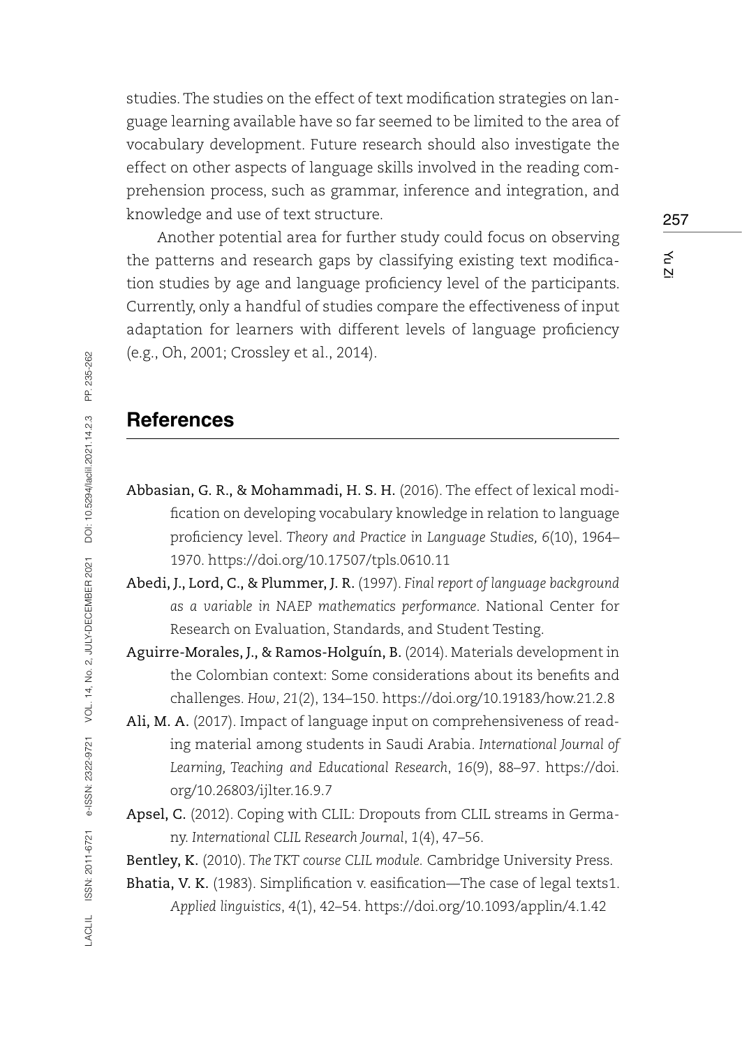studies. The studies on the effect of text modification strategies on language learning available have so far seemed to be limited to the area of vocabulary development. Future research should also investigate the effect on other aspects of language skills involved in the reading comprehension process, such as grammar, inference and integration, and knowledge and use of text structure.

Another potential area for further study could focus on observing the patterns and research gaps by classifying existing text modification studies by age and language proficiency level of the participants. Currently, only a handful of studies compare the effectiveness of input adaptation for learners with different levels of language proficiency (e.g., Oh, 2001; Crossley et al., 2014).

## References

**Abbasian, G. R., & Mohammadi, H. S. H.** (2016). The effect of lexical modification on developing vocabulary knowledge in relation to language proficiency level. *Theory and Practice in Language Studies, 6*(10), 1964–1970. https://doi.org/10.17507/tpls.0610.11

**Abedi, J., Lord, C., & Plummer, J. R.** (1997). *Final report of language background as a variable in NAEP mathematics performance*. National Center for Research on Evaluation, Standards, and Student Testing.

**Aguirre-Morales, J., & Ramos-Holguín, B.** (2014). Materials development in the Colombian context: Some considerations about its benefits and challenges. *How*, *21*(2), 134–150. https://doi.org/10.19183/how.21.2.8

**Ali, M. A.** (2017). Impact of language input on comprehensiveness of reading material among students in Saudi Arabia. *International Journal of Learning, Teaching and Educational Research*, *16*(9), 88–97. https://doi.org/10.26803/ijlter.16.9.7

**Apsel, C.** (2012). Coping with CLIL: Dropouts from CLIL streams in Germany. *International CLIL Research Journal*, *1*(4), 47–56.

**Bentley, K.** (2010). *The TKT course CLIL module.* Cambridge University Press.

**Bhatia, V. K.** (1983). Simplification v. easification—The case of legal texts1. *Applied linguistics*, *4*(1), 42–54. https://doi.org/10.1093/applin/4.1.42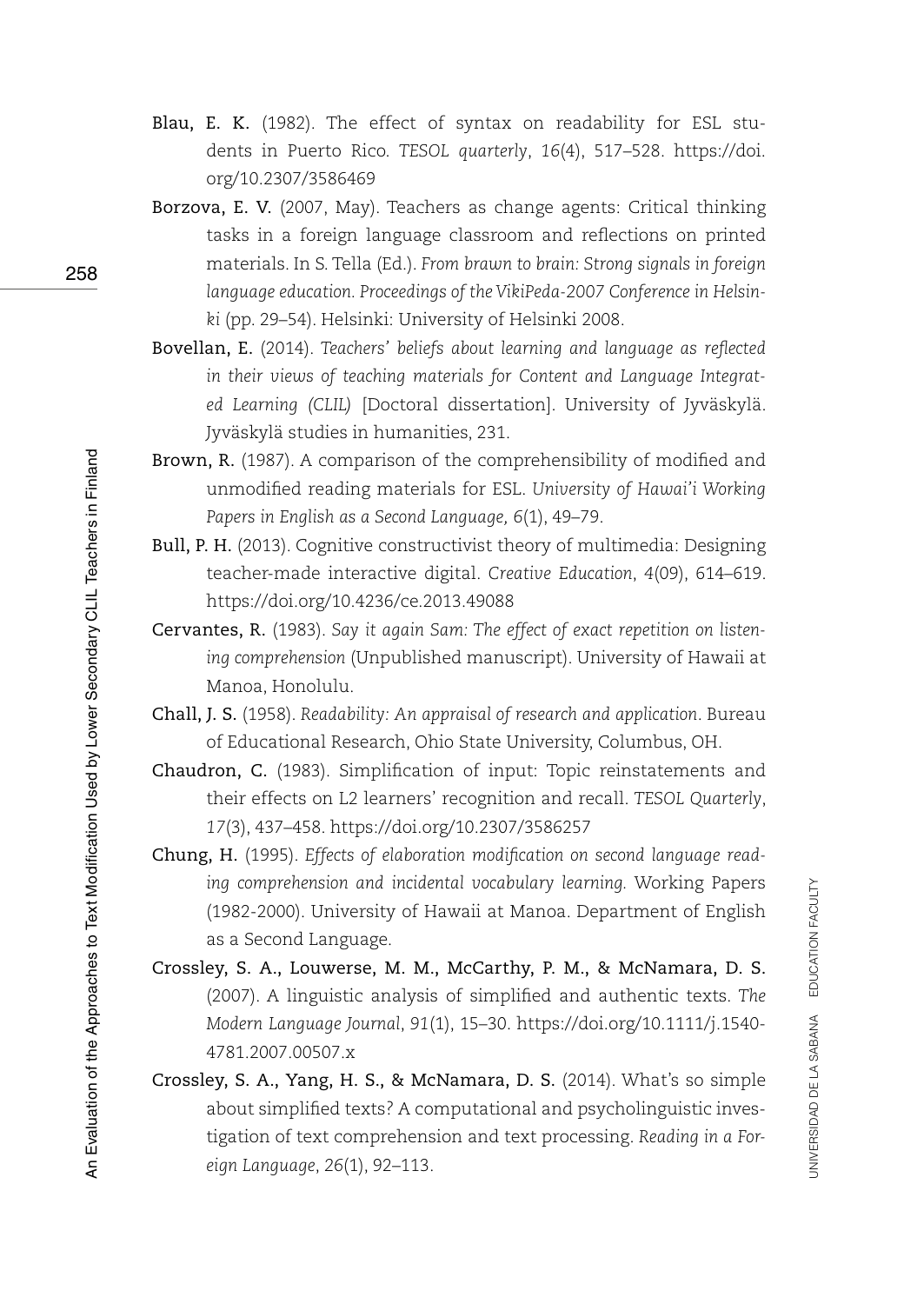**Blau, E. K.** (1982). The effect of syntax on readability for ESL students in Puerto Rico. *TESOL quarterly*, *16*(4), 517–528. https://doi.org/10.2307/3586469

**Borzova, E. V.** (2007, May). Teachers as change agents: Critical thinking tasks in a foreign language classroom and reflections on printed materials. In S. Tella (Ed.). *From brawn to brain: Strong signals in foreign language education. Proceedings of the VikiPeda-2007 Conference in Helsinki* (pp. 29–54). Helsinki: University of Helsinki 2008.

**Bovellan, E.** (2014). *Teachers' beliefs about learning and language as reflected in their views of teaching materials for Content and Language Integrated Learning (CLIL)* [Doctoral dissertation]. University of Jyväskylä. Jyväskylä studies in humanities, 231.

**Brown, R.** (1987). A comparison of the comprehensibility of modified and unmodified reading materials for ESL. *University of Hawai'i Working Papers in English as a Second Language, 6*(1), 49–79.

**Bull, P. H.** (2013). Cognitive constructivist theory of multimedia: Designing teacher-made interactive digital. *Creative Education*, *4*(09), 614–619. https://doi.org/10.4236/ce.2013.49088

**Cervantes, R.** (1983). *Say it again Sam: The effect of exact repetition on listening comprehension* (Unpublished manuscript). University of Hawaii at Manoa, Honolulu.

**Chall, J. S.** (1958). *Readability: An appraisal of research and application*. Bureau of Educational Research, Ohio State University, Columbus, OH.

**Chaudron, C.** (1983). Simplification of input: Topic reinstatements and their effects on L2 learners' recognition and recall. *TESOL Quarterly*, *17*(3), 437–458. https://doi.org/10.2307/3586257

**Chung, H.** (1995). *Effects of elaboration modification on second language reading comprehension and incidental vocabulary learning.* Working Papers (1982-2000). University of Hawaii at Manoa. Department of English as a Second Language.

**Crossley, S. A., Louwerse, M. M., McCarthy, P. M., & McNamara, D. S.** (2007). A linguistic analysis of simplified and authentic texts. *The Modern Language Journal*, *91*(1), 15–30. https://doi.org/10.1111/j.1540-4781.2007.00507.x

**Crossley, S. A., Yang, H. S., & McNamara, D. S.** (2014). What's so simple about simplified texts? A computational and psycholinguistic investigation of text comprehension and text processing. *Reading in a Foreign Language*, *26*(1), 92–113.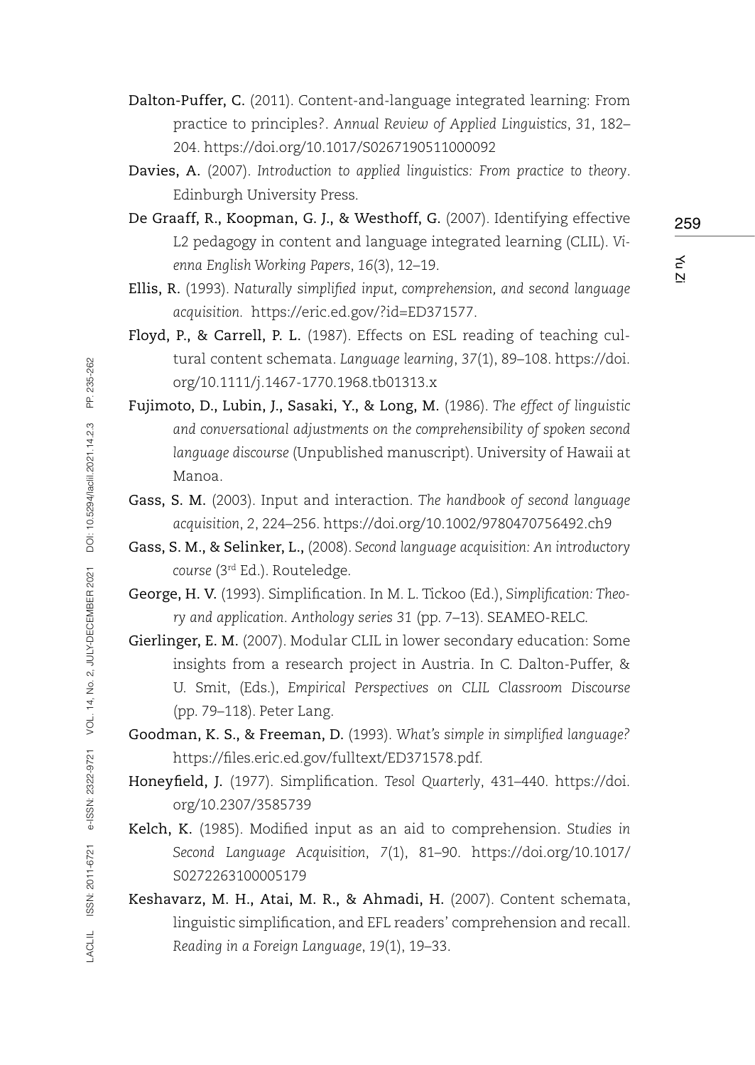**Dalton-Puffer, C.** (2011). Content-and-language integrated learning: From practice to principles?. *Annual Review of Applied Linguistics*, *31*, 182–204. https://doi.org/10.1017/S0267190511000092

**Davies, A.** (2007). *Introduction to applied linguistics: From practice to theory*. Edinburgh University Press.

**De Graaff, R., Koopman, G. J., & Westhoff, G.** (2007). Identifying effective L2 pedagogy in content and language integrated learning (CLIL). *Vienna English Working Papers*, *16*(3), 12–19.

**Ellis, R.** (1993). *Naturally simplified input, comprehension, and second language acquisition.* https://eric.ed.gov/?id=ED371577.

**Floyd, P., & Carrell, P. L.** (1987). Effects on ESL reading of teaching cultural content schemata. *Language learning*, *37*(1), 89–108. https://doi.org/10.1111/j.1467-1770.1968.tb01313.x

**Fujimoto, D., Lubin, J., Sasaki, Y., & Long, M.** (1986). *The effect of linguistic and conversational adjustments on the comprehensibility of spoken second language discourse* (Unpublished manuscript). University of Hawaii at Manoa.

**Gass, S. M.** (2003). Input and interaction. *The handbook of second language acquisition*, 2, 224–256. https://doi.org/10.1002/9780470756492.ch9

**Gass, S. M., & Selinker, L.,** (2008). *Second language acquisition: An introductory course* (3rd Ed.). Routeledge.

**George, H. V.** (1993). Simplification. In M. L. Tickoo (Ed.), *Simplification: Theory and application. Anthology series 31* (pp. 7–13). SEAMEO-RELC.

**Gierlinger, E. M.** (2007). Modular CLIL in lower secondary education: Some insights from a research project in Austria. In C. Dalton-Puffer, & U. Smit, (Eds.), *Empirical Perspectives on CLIL Classroom Discourse* (pp. 79–118). Peter Lang.

**Goodman, K. S., & Freeman, D.** (1993). *What's simple in simplified language?* https://files.eric.ed.gov/fulltext/ED371578.pdf.

**Honeyfield, J.** (1977). Simplification. *Tesol Quarterly*, 431–440. https://doi.org/10.2307/3585739

**Kelch, K.** (1985). Modified input as an aid to comprehension. *Studies in Second Language Acquisition*, *7*(1), 81–90. https://doi.org/10.1017/S0272263100005179

**Keshavarz, M. H., Atai, M. R., & Ahmadi, H.** (2007). Content schemata, linguistic simplification, and EFL readers' comprehension and recall. *Reading in a Foreign Language*, *19*(1), 19–33.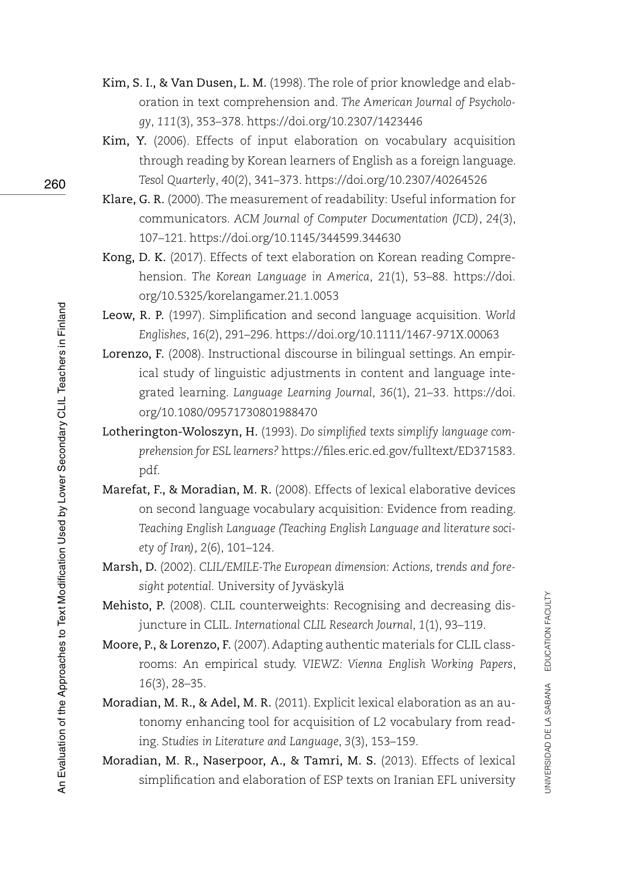**Kim, S. I., & Van Dusen, L. M.** (1998). The role of prior knowledge and elaboration in text comprehension and. *The American Journal of Psychology*, *111*(3), 353–378. https://doi.org/10.2307/1423446

**Kim, Y.** (2006). Effects of input elaboration on vocabulary acquisition through reading by Korean learners of English as a foreign language. *Tesol Quarterly*, *40*(2), 341–373. https://doi.org/10.2307/40264526

**Klare, G. R.** (2000). The measurement of readability: Useful information for communicators. *ACM Journal of Computer Documentation (JCD)*, *24*(3), 107–121. https://doi.org/10.1145/344599.344630

**Kong, D. K.** (2017). Effects of text elaboration on Korean reading Comprehension. *The Korean Language in America*, *21*(1), 53–88. https://doi.org/10.5325/korelangamer.21.1.0053

**Leow, R. P.** (1997). Simplification and second language acquisition. *World Englishes*, *16*(2), 291–296. https://doi.org/10.1111/1467-971X.00063

**Lorenzo, F.** (2008). Instructional discourse in bilingual settings. An empirical study of linguistic adjustments in content and language integrated learning. *Language Learning Journal*, *36*(1), 21–33. https://doi.org/10.1080/09571730801988470

**Lotherington-Woloszyn, H.** (1993). *Do simplified texts simplify language comprehension for ESL learners?* https://files.eric.ed.gov/fulltext/ED371583.pdf.

**Marefat, F., & Moradian, M. R.** (2008). Effects of lexical elaborative devices on second language vocabulary acquisition: Evidence from reading. *Teaching English Language (Teaching English Language and literature society of Iran)*, *2*(6), 101–124.

**Marsh, D.** (2002). *CLIL/EMILE-The European dimension: Actions, trends and foresight potential.* University of Jyväskylä

**Mehisto, P.** (2008). CLIL counterweights: Recognising and decreasing disjuncture in CLIL. *International CLIL Research Journal*, *1*(1), 93–119.

**Moore, P., & Lorenzo, F.** (2007). Adapting authentic materials for CLIL classrooms: An empirical study. *VIEWZ: Vienna English Working Papers*, *16*(3), 28–35.

**Moradian, M. R., & Adel, M. R.** (2011). Explicit lexical elaboration as an autonomy enhancing tool for acquisition of L2 vocabulary from reading. *Studies in Literature and Language*, *3*(3), 153–159.

**Moradian, M. R., Naserpoor, A., & Tamri, M. S.** (2013). Effects of lexical simplification and elaboration of ESP texts on Iranian EFL university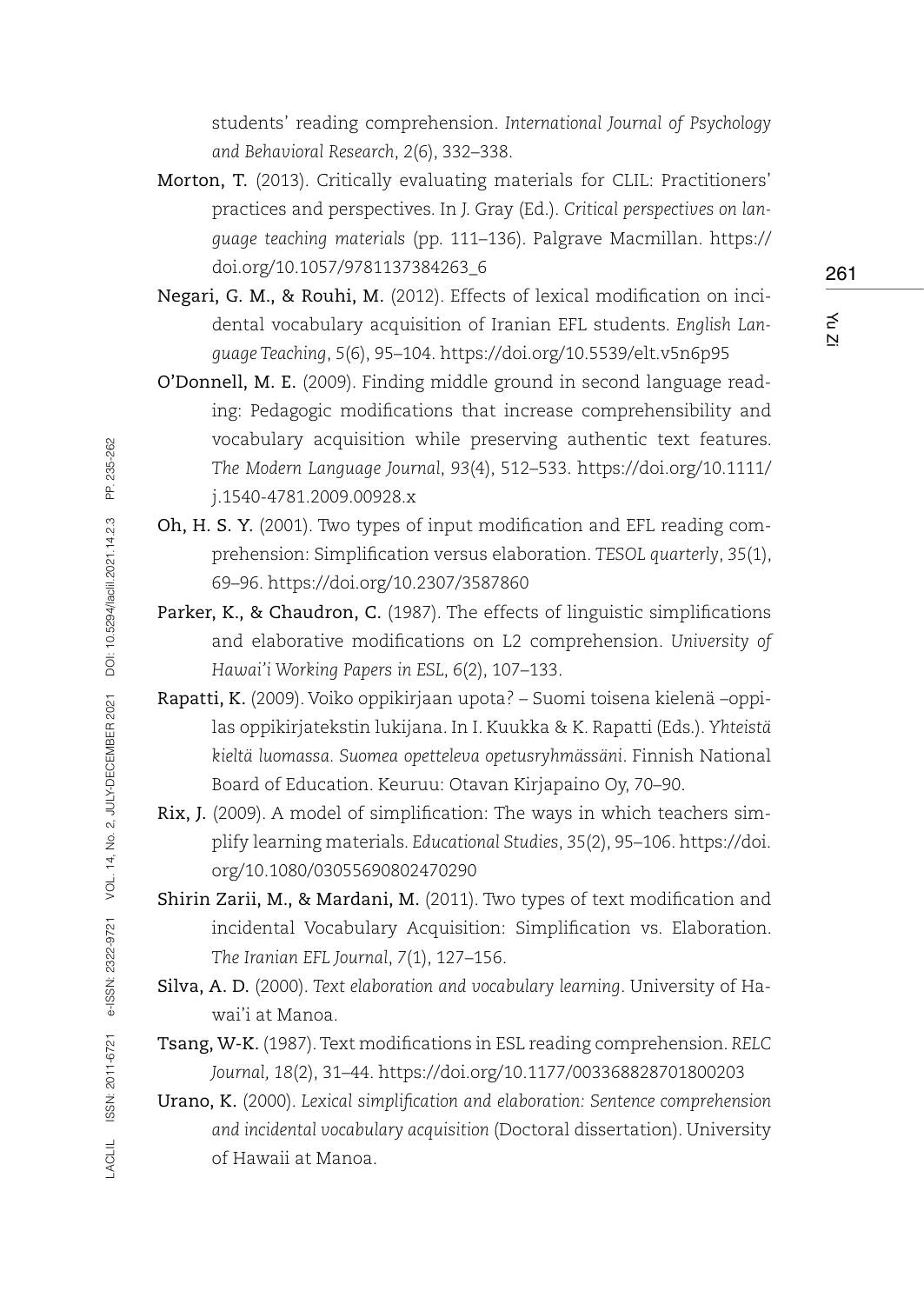students' reading comprehension. *International Journal of Psychology and Behavioral Research*, *2*(6), 332–338.

**Morton, T.** (2013). Critically evaluating materials for CLIL: Practitioners' practices and perspectives. In J. Gray (Ed.). *Critical perspectives on language teaching materials* (pp. 111–136). Palgrave Macmillan. https://doi.org/10.1057/9781137384263_6

**Negari, G. M., & Rouhi, M.** (2012). Effects of lexical modification on incidental vocabulary acquisition of Iranian EFL students. *English Language Teaching*, *5*(6), 95–104. https://doi.org/10.5539/elt.v5n6p95

**O'Donnell, M. E.** (2009). Finding middle ground in second language reading: Pedagogic modifications that increase comprehensibility and vocabulary acquisition while preserving authentic text features. *The Modern Language Journal*, *93*(4), 512–533. https://doi.org/10.1111/j.1540-4781.2009.00928.x

**Oh, H. S. Y.** (2001). Two types of input modification and EFL reading comprehension: Simplification versus elaboration. *TESOL quarterly*, *35*(1), 69–96. https://doi.org/10.2307/3587860

**Parker, K., & Chaudron, C.** (1987). The effects of linguistic simplifications and elaborative modifications on L2 comprehension. *University of Hawai'i Working Papers in ESL*, *6*(2), 107–133.

**Rapatti, K.** (2009). Voiko oppikirjaan upota? – Suomi toisena kielenä –oppilas oppikirjatekstin lukijana. In I. Kuukka & K. Rapatti (Eds.). *Yhteistä kieltä luomassa. Suomea opetteleva opetusryhmässäni*. Finnish National Board of Education. Keuruu: Otavan Kirjapaino Oy, 70–90.

**Rix, J.** (2009). A model of simplification: The ways in which teachers simplify learning materials. *Educational Studies*, *35*(2), 95–106. https://doi.org/10.1080/03055690802470290

**Shirin Zarii, M., & Mardani, M.** (2011). Two types of text modification and incidental Vocabulary Acquisition: Simplification vs. Elaboration. *The Iranian EFL Journal*, *7*(1), 127–156.

**Silva, A. D.** (2000). *Text elaboration and vocabulary learning*. University of Hawai'i at Manoa.

**Tsang, W-K.** (1987). Text modifications in ESL reading comprehension. *RELC Journal*, *18*(2), 31–44. https://doi.org/10.1177/003368828701800203

**Urano, K.** (2000). *Lexical simplification and elaboration: Sentence comprehension and incidental vocabulary acquisition* (Doctoral dissertation). University of Hawaii at Manoa.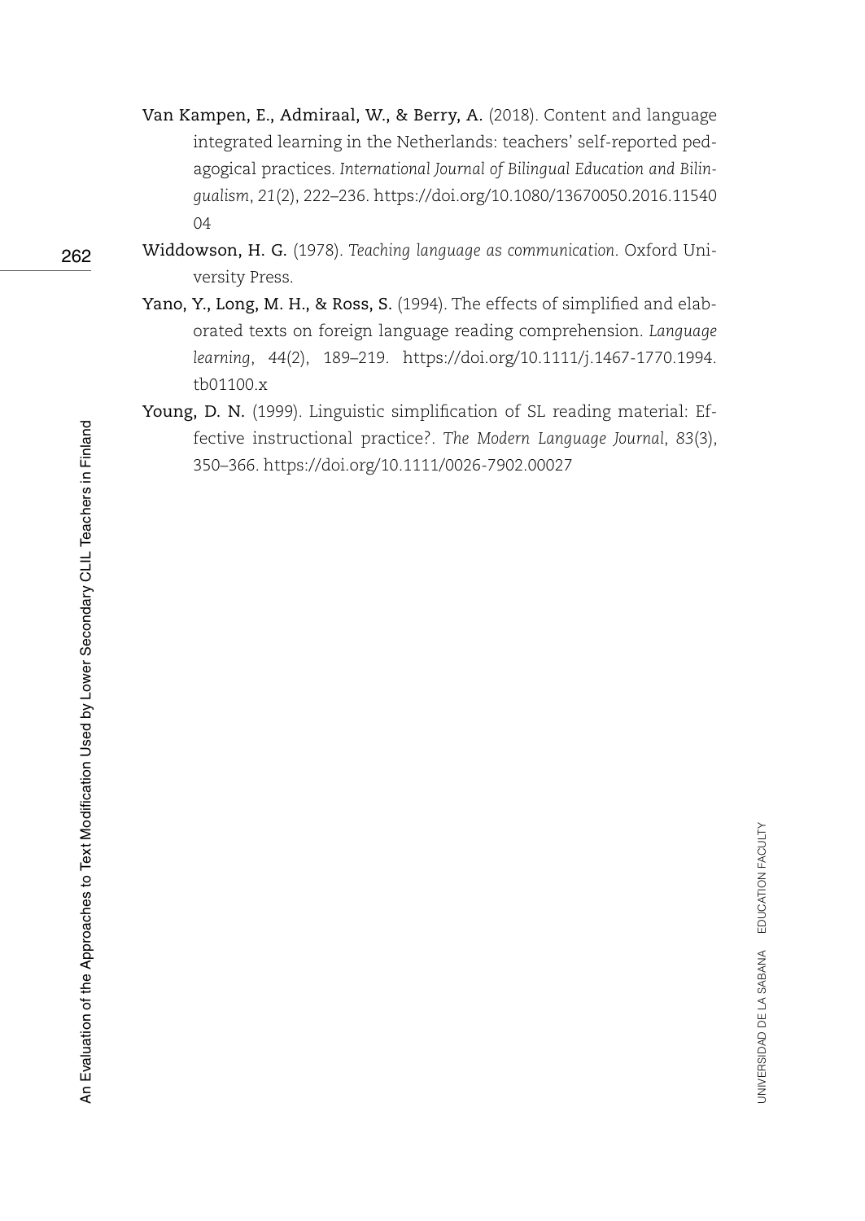**Van Kampen, E., Admiraal, W., & Berry, A.** (2018). Content and language integrated learning in the Netherlands: teachers' self-reported pedagogical practices. *International Journal of Bilingual Education and Bilingualism*, *21*(2), 222–236. https://doi.org/10.1080/13670050.2016.1154004

**Widdowson, H. G.** (1978). *Teaching language as communication*. Oxford University Press.

**Yano, Y., Long, M. H., & Ross, S.** (1994). The effects of simplified and elaborated texts on foreign language reading comprehension. *Language learning*, *44*(2), 189–219. https://doi.org/10.1111/j.1467-1770.1994.tb01100.x

**Young, D. N.** (1999). Linguistic simplification of SL reading material: Effective instructional practice?. *The Modern Language Journal*, *83*(3), 350–366. https://doi.org/10.1111/0026-7902.00027